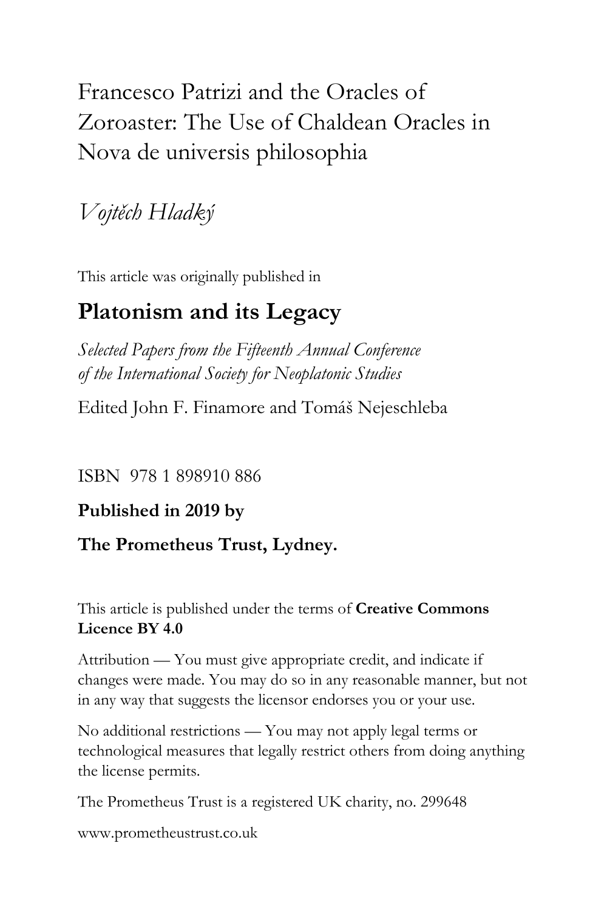# Francesco Patrizi and the Oracles of Zoroaster: The Use of Chaldean Oracles in Nova de universis philosophia

*Vojtěch Hladký*

This article was originally published in

## Platonism and its Legacy

*Selected Papers from the Fifteenth Annual Conference of the International Society for Neoplatonic Studies*

Edited John F. Finamore and Tomáš Nejeschleba

ISBN 978 1 898910 886

**Published in 2019 by**

**The Prometheus Trust, Lydney.**

This article is published under the terms of **Creative Commons Licence BY 4.0**

Attribution — You must give appropriate credit, and indicate if changes were made. You may do so in any reasonable manner, but not in any way that suggests the licensor endorses you or your use.

No additional restrictions — You may not apply legal terms or technological measures that legally restrict others from doing anything the license permits.

The Prometheus Trust is a registered UK charity, no. 299648

www.prometheustrust.co.uk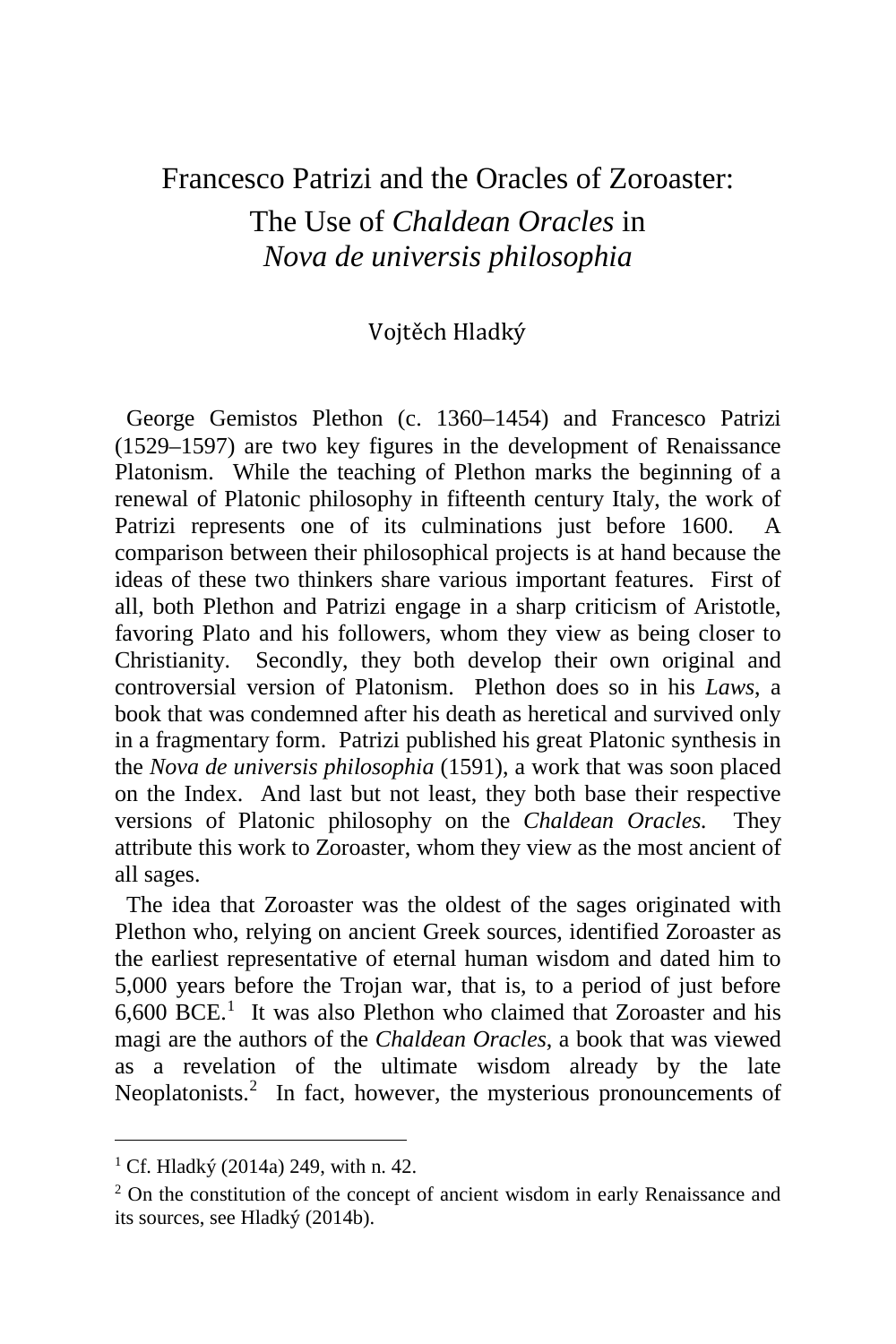# Francesco Patrizi and the Oracles of Zoroaster: The Use of *Chaldean Oracles* in *Nova de universis philosophia*

Vojtěch Hladký

George Gemistos Plethon (c. 1360–1454) and Francesco Patrizi (1529–1597) are two key figures in the development of Renaissance Platonism. While the teaching of Plethon marks the beginning of a renewal of Platonic philosophy in fifteenth century Italy, the work of Patrizi represents one of its culminations just before 1600. A comparison between their philosophical projects is at hand because the ideas of these two thinkers share various important features. First of all, both Plethon and Patrizi engage in a sharp criticism of Aristotle, favoring Plato and his followers, whom they view as being closer to Christianity. Secondly, they both develop their own original and controversial version of Platonism. Plethon does so in his *Laws*, a book that was condemned after his death as heretical and survived only in a fragmentary form. Patrizi published his great Platonic synthesis in the *Nova de universis philosophia* (1591), a work that was soon placed on the Index. And last but not least, they both base their respective versions of Platonic philosophy on the *Chaldean Oracles.* They attribute this work to Zoroaster, whom they view as the most ancient of all sages.

The idea that Zoroaster was the oldest of the sages originated with Plethon who, relying on ancient Greek sources, identified Zoroaster as the earliest representative of eternal human wisdom and dated him to 5,000 years before the Trojan war, that is, to a period of just before 6,600 BCE.[1] It was also Plethon who claimed that Zoroaster and his magi are the authors of the *Chaldean Oracles*, a book that was viewed as a revelation of the ultimate wisdom already by the late Neoplatonists.[2] In fact, however, the mysterious pronouncements of

---

[1] Cf. Hladký (2014a) 249, with n. 42.

[2] On the constitution of the concept of ancient wisdom in early Renaissance and its sources, see Hladký (2014b).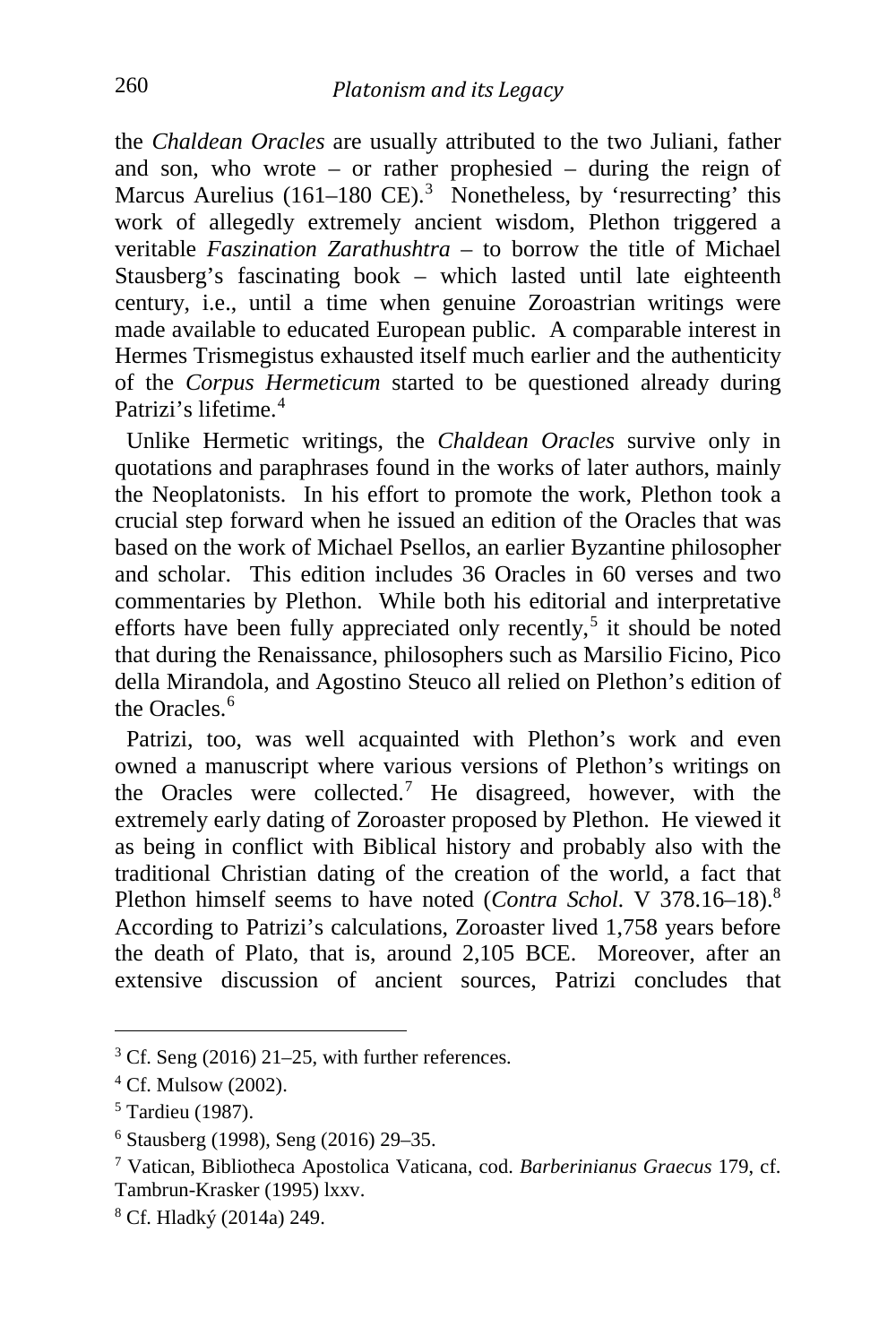the *Chaldean Oracles* are usually attributed to the two Juliani, father and son, who wrote – or rather prophesied – during the reign of Marcus Aurelius (161–180 CE).[3] Nonetheless, by 'resurrecting' this work of allegedly extremely ancient wisdom, Plethon triggered a veritable *Faszination Zarathushtra* – to borrow the title of Michael Stausberg's fascinating book – which lasted until late eighteenth century, i.e., until a time when genuine Zoroastrian writings were made available to educated European public. A comparable interest in Hermes Trismegistus exhausted itself much earlier and the authenticity of the *Corpus Hermeticum* started to be questioned already during Patrizi's lifetime.[4]

Unlike Hermetic writings, the *Chaldean Oracles* survive only in quotations and paraphrases found in the works of later authors, mainly the Neoplatonists. In his effort to promote the work, Plethon took a crucial step forward when he issued an edition of the Oracles that was based on the work of Michael Psellos, an earlier Byzantine philosopher and scholar. This edition includes 36 Oracles in 60 verses and two commentaries by Plethon. While both his editorial and interpretative efforts have been fully appreciated only recently,[5] it should be noted that during the Renaissance, philosophers such as Marsilio Ficino, Pico della Mirandola, and Agostino Steuco all relied on Plethon's edition of the Oracles.[6]

Patrizi, too, was well acquainted with Plethon's work and even owned a manuscript where various versions of Plethon's writings on the Oracles were collected.[7] He disagreed, however, with the extremely early dating of Zoroaster proposed by Plethon. He viewed it as being in conflict with Biblical history and probably also with the traditional Christian dating of the creation of the world, a fact that Plethon himself seems to have noted (*Contra Schol.* V 378.16–18).[8] According to Patrizi's calculations, Zoroaster lived 1,758 years before the death of Plato, that is, around 2,105 BCE. Moreover, after an extensive discussion of ancient sources, Patrizi concludes that

---

[3] Cf. Seng (2016) 21–25, with further references.

[4] Cf. Mulsow (2002).

[5] Tardieu (1987).

[6] Stausberg (1998), Seng (2016) 29–35.

[7] Vatican, Bibliotheca Apostolica Vaticana, cod. *Barberinianus Graecus* 179, cf. Tambrun-Krasker (1995) lxxv.

[8] Cf. Hladký (2014a) 249.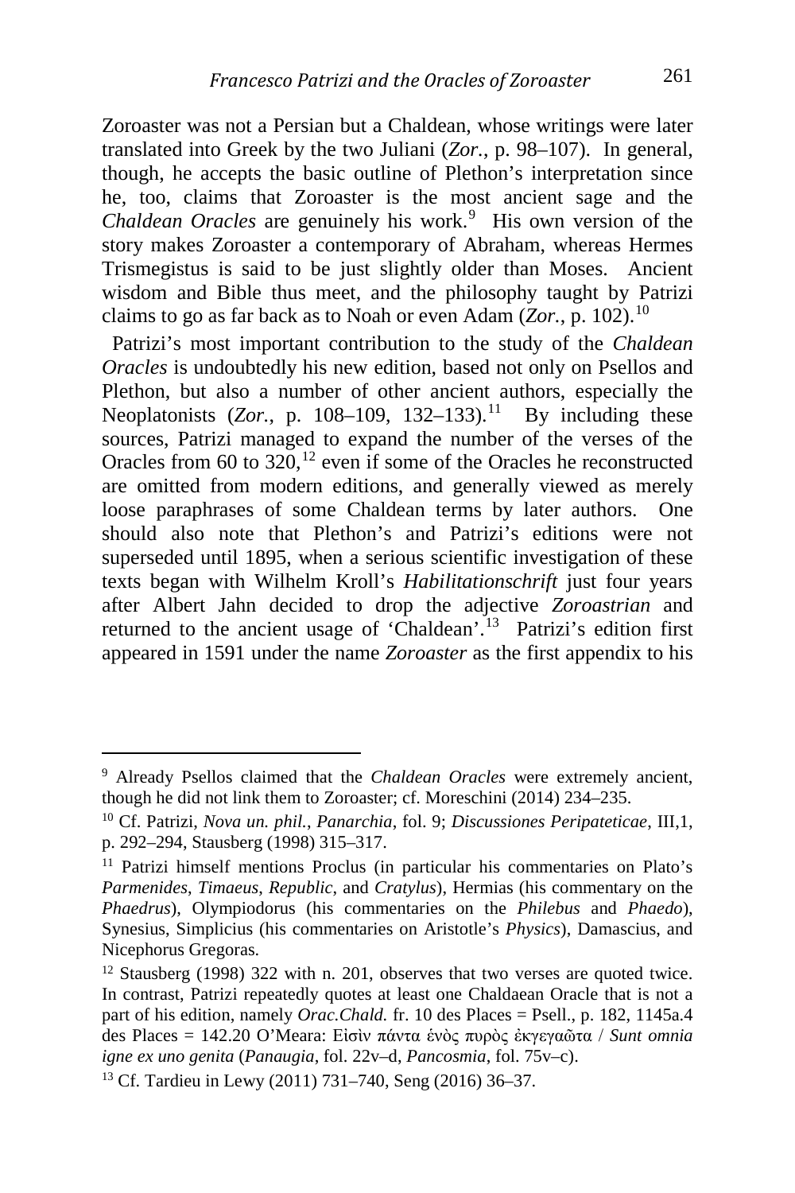Zoroaster was not a Persian but a Chaldean, whose writings were later translated into Greek by the two Juliani (*Zor.*, p. 98–107). In general, though, he accepts the basic outline of Plethon's interpretation since he, too, claims that Zoroaster is the most ancient sage and the *Chaldean Oracles* are genuinely his work.[9] His own version of the story makes Zoroaster a contemporary of Abraham, whereas Hermes Trismegistus is said to be just slightly older than Moses. Ancient wisdom and Bible thus meet, and the philosophy taught by Patrizi claims to go as far back as to Noah or even Adam (*Zor.*, p. 102).[10]

Patrizi's most important contribution to the study of the *Chaldean Oracles* is undoubtedly his new edition, based not only on Psellos and Plethon, but also a number of other ancient authors, especially the Neoplatonists (*Zor.*, p. 108–109, 132–133).[11] By including these sources, Patrizi managed to expand the number of the verses of the Oracles from 60 to 320,[12] even if some of the Oracles he reconstructed are omitted from modern editions, and generally viewed as merely loose paraphrases of some Chaldean terms by later authors. One should also note that Plethon's and Patrizi's editions were not superseded until 1895, when a serious scientific investigation of these texts began with Wilhelm Kroll's *Habilitationschrift* just four years after Albert Jahn decided to drop the adjective *Zoroastrian* and returned to the ancient usage of 'Chaldean'.[13] Patrizi's edition first appeared in 1591 under the name *Zoroaster* as the first appendix to his

---

[9] Already Psellos claimed that the *Chaldean Oracles* were extremely ancient, though he did not link them to Zoroaster; cf. Moreschini (2014) 234–235.

[10] Cf. Patrizi, *Nova un. phil.*, *Panarchia*, fol. 9; *Discussiones Peripateticae*, III,1, p. 292–294, Stausberg (1998) 315–317.

[11] Patrizi himself mentions Proclus (in particular his commentaries on Plato's *Parmenides*, *Timaeus*, *Republic*, and *Cratylus*), Hermias (his commentary on the *Phaedrus*), Olympiodorus (his commentaries on the *Philebus* and *Phaedo*), Synesius, Simplicius (his commentaries on Aristotle's *Physics*), Damascius, and Nicephorus Gregoras.

[12] Stausberg (1998) 322 with n. 201, observes that two verses are quoted twice. In contrast, Patrizi repeatedly quotes at least one Chaldaean Oracle that is not a part of his edition, namely *Orac.Chald.* fr. 10 des Places = Psell., p. 182, 1145a.4 des Places = 142.20 O'Meara: Εἰσὶν πάντα ἑνὸς πυρὸς ἐκγεγαῶτα / *Sunt omnia igne ex uno genita* (*Panaugia*, fol. 22v–d, *Pancosmia*, fol. 75v–c).

[13] Cf. Tardieu in Lewy (2011) 731–740, Seng (2016) 36–37.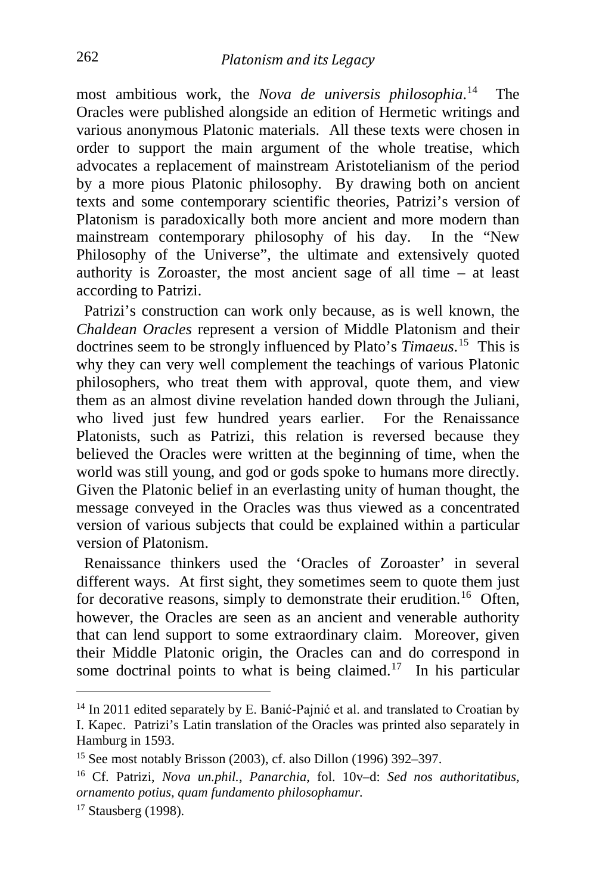most ambitious work, the *Nova de universis philosophia*.[14] The Oracles were published alongside an edition of Hermetic writings and various anonymous Platonic materials. All these texts were chosen in order to support the main argument of the whole treatise, which advocates a replacement of mainstream Aristotelianism of the period by a more pious Platonic philosophy. By drawing both on ancient texts and some contemporary scientific theories, Patrizi's version of Platonism is paradoxically both more ancient and more modern than mainstream contemporary philosophy of his day. In the "New Philosophy of the Universe", the ultimate and extensively quoted authority is Zoroaster, the most ancient sage of all time – at least according to Patrizi.

Patrizi's construction can work only because, as is well known, the *Chaldean Oracles* represent a version of Middle Platonism and their doctrines seem to be strongly influenced by Plato's *Timaeus*.[15] This is why they can very well complement the teachings of various Platonic philosophers, who treat them with approval, quote them, and view them as an almost divine revelation handed down through the Juliani, who lived just few hundred years earlier. For the Renaissance Platonists, such as Patrizi, this relation is reversed because they believed the Oracles were written at the beginning of time, when the world was still young, and god or gods spoke to humans more directly. Given the Platonic belief in an everlasting unity of human thought, the message conveyed in the Oracles was thus viewed as a concentrated version of various subjects that could be explained within a particular version of Platonism.

Renaissance thinkers used the 'Oracles of Zoroaster' in several different ways. At first sight, they sometimes seem to quote them just for decorative reasons, simply to demonstrate their erudition.[16] Often, however, the Oracles are seen as an ancient and venerable authority that can lend support to some extraordinary claim. Moreover, given their Middle Platonic origin, the Oracles can and do correspond in some doctrinal points to what is being claimed.[17] In his particular

---

[14] In 2011 edited separately by E. Banić-Pajnić et al. and translated to Croatian by I. Kapec. Patrizi's Latin translation of the Oracles was printed also separately in Hamburg in 1593.

[15] See most notably Brisson (2003), cf. also Dillon (1996) 392–397.

[16] Cf. Patrizi, *Nova un.phil.*, *Panarchia*, fol. 10v–d: *Sed nos authoritatibus, ornamento potius, quam fundamento philosophamur.*

[17] Stausberg (1998).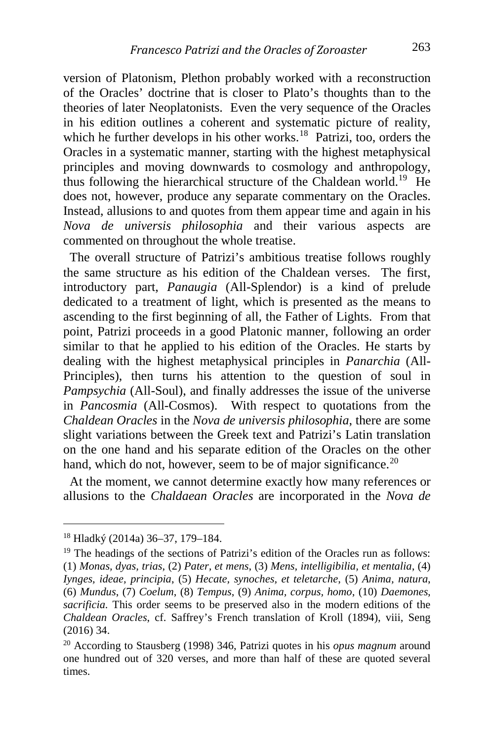version of Platonism, Plethon probably worked with a reconstruction of the Oracles' doctrine that is closer to Plato's thoughts than to the theories of later Neoplatonists. Even the very sequence of the Oracles in his edition outlines a coherent and systematic picture of reality, which he further develops in his other works.[18] Patrizi, too, orders the Oracles in a systematic manner, starting with the highest metaphysical principles and moving downwards to cosmology and anthropology, thus following the hierarchical structure of the Chaldean world.[19] He does not, however, produce any separate commentary on the Oracles. Instead, allusions to and quotes from them appear time and again in his *Nova de universis philosophia* and their various aspects are commented on throughout the whole treatise.

The overall structure of Patrizi's ambitious treatise follows roughly the same structure as his edition of the Chaldean verses. The first, introductory part, *Panaugia* (All-Splendor) is a kind of prelude dedicated to a treatment of light, which is presented as the means to ascending to the first beginning of all, the Father of Lights. From that point, Patrizi proceeds in a good Platonic manner, following an order similar to that he applied to his edition of the Oracles. He starts by dealing with the highest metaphysical principles in *Panarchia* (All-Principles), then turns his attention to the question of soul in *Pampsychia* (All-Soul), and finally addresses the issue of the universe in *Pancosmia* (All-Cosmos). With respect to quotations from the *Chaldean Oracles* in the *Nova de universis philosophia*, there are some slight variations between the Greek text and Patrizi's Latin translation on the one hand and his separate edition of the Oracles on the other hand, which do not, however, seem to be of major significance.[20]

At the moment, we cannot determine exactly how many references or allusions to the *Chaldaean Oracles* are incorporated in the *Nova de*

---

[18] Hladký (2014a) 36–37, 179–184.

[19] The headings of the sections of Patrizi's edition of the Oracles run as follows: (1) *Monas, dyas, trias*, (2) *Pater, et mens*, (3) *Mens, intelligibilia, et mentalia*, (4) *Iynges, ideae, principia*, (5) *Hecate, synoches, et teletarche*, (5) *Anima, natura*, (6) *Mundus*, (7) *Coelum*, (8) *Tempus*, (9) *Anima, corpus, homo*, (10) *Daemones, sacrificia*. This order seems to be preserved also in the modern editions of the *Chaldean Oracles*, cf. Saffrey's French translation of Kroll (1894), viii, Seng (2016) 34.

[20] According to Stausberg (1998) 346, Patrizi quotes in his *opus magnum* around one hundred out of 320 verses, and more than half of these are quoted several times.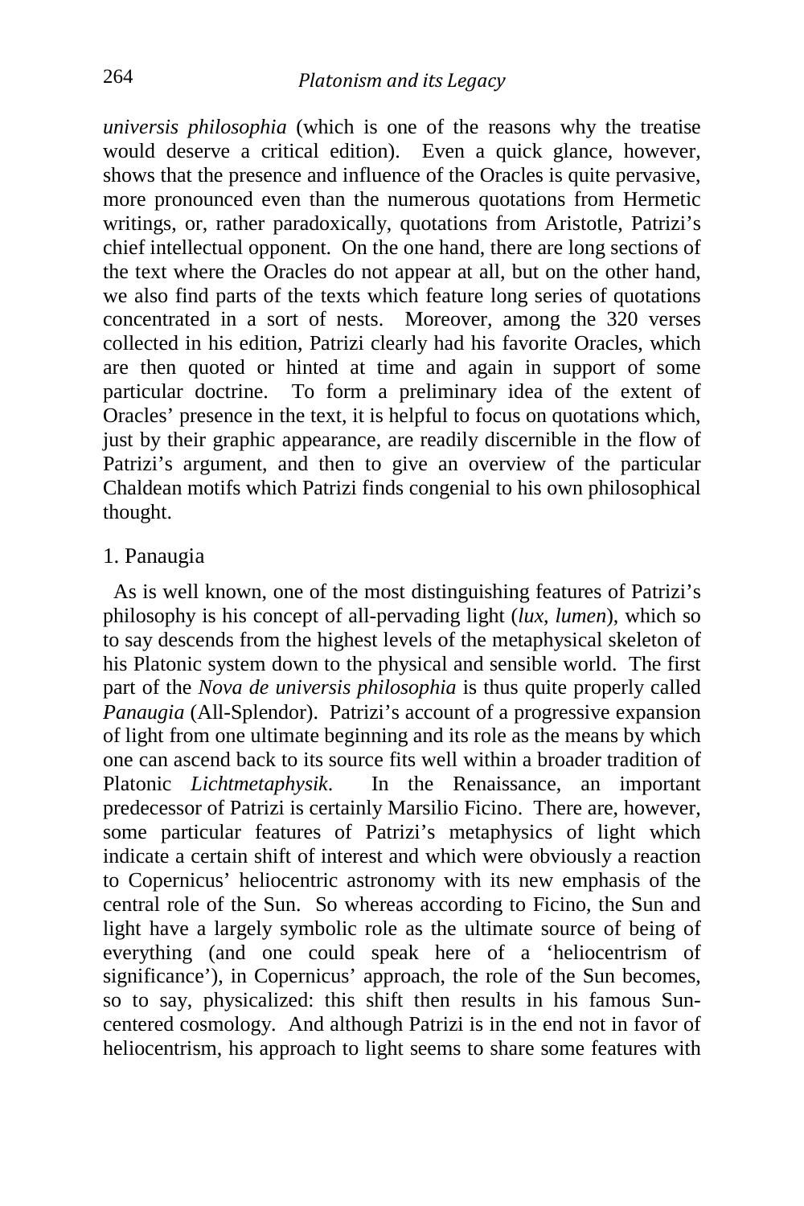*universis philosophia* (which is one of the reasons why the treatise would deserve a critical edition). Even a quick glance, however, shows that the presence and influence of the Oracles is quite pervasive, more pronounced even than the numerous quotations from Hermetic writings, or, rather paradoxically, quotations from Aristotle, Patrizi's chief intellectual opponent. On the one hand, there are long sections of the text where the Oracles do not appear at all, but on the other hand, we also find parts of the texts which feature long series of quotations concentrated in a sort of nests. Moreover, among the 320 verses collected in his edition, Patrizi clearly had his favorite Oracles, which are then quoted or hinted at time and again in support of some particular doctrine. To form a preliminary idea of the extent of Oracles' presence in the text, it is helpful to focus on quotations which, just by their graphic appearance, are readily discernible in the flow of Patrizi's argument, and then to give an overview of the particular Chaldean motifs which Patrizi finds congenial to his own philosophical thought.

## 1. Panaugia

As is well known, one of the most distinguishing features of Patrizi's philosophy is his concept of all-pervading light (*lux, lumen*), which so to say descends from the highest levels of the metaphysical skeleton of his Platonic system down to the physical and sensible world. The first part of the *Nova de universis philosophia* is thus quite properly called *Panaugia* (All-Splendor). Patrizi's account of a progressive expansion of light from one ultimate beginning and its role as the means by which one can ascend back to its source fits well within a broader tradition of Platonic *Lichtmetaphysik*. In the Renaissance, an important predecessor of Patrizi is certainly Marsilio Ficino. There are, however, some particular features of Patrizi's metaphysics of light which indicate a certain shift of interest and which were obviously a reaction to Copernicus' heliocentric astronomy with its new emphasis of the central role of the Sun. So whereas according to Ficino, the Sun and light have a largely symbolic role as the ultimate source of being of everything (and one could speak here of a 'heliocentrism of significance'), in Copernicus' approach, the role of the Sun becomes, so to say, physicalized: this shift then results in his famous Sun-centered cosmology. And although Patrizi is in the end not in favor of heliocentrism, his approach to light seems to share some features with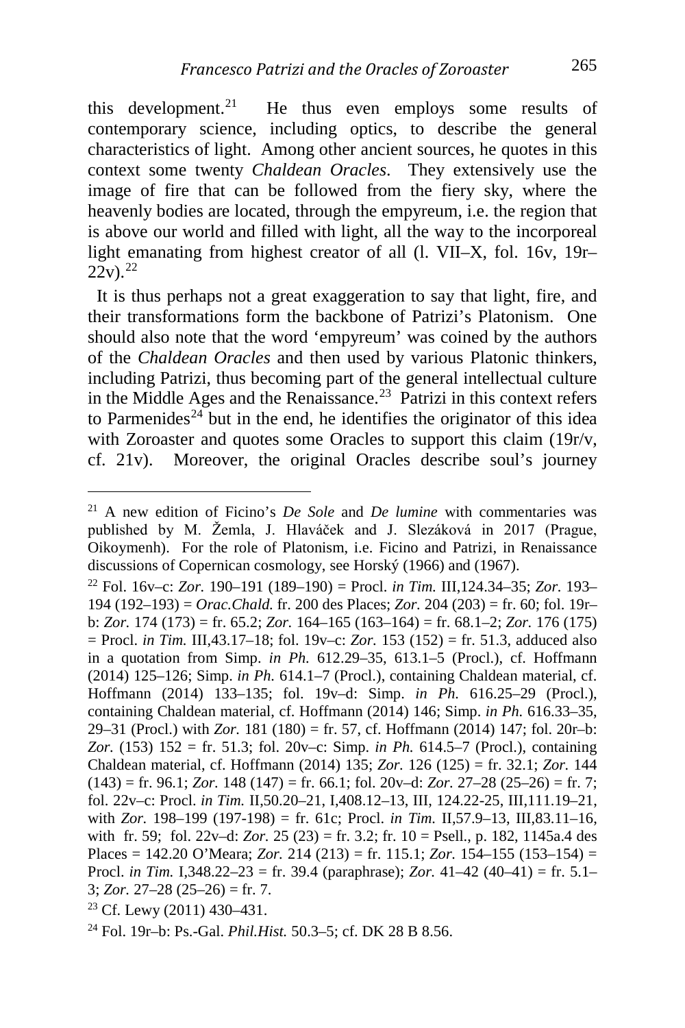this development.[21] He thus even employs some results of contemporary science, including optics, to describe the general characteristics of light. Among other ancient sources, he quotes in this context some twenty *Chaldean Oracles*. They extensively use the image of fire that can be followed from the fiery sky, where the heavenly bodies are located, through the empyreum, i.e. the region that is above our world and filled with light, all the way to the incorporeal light emanating from highest creator of all (l. VII–X, fol. 16v, 19r–22v).[22]

It is thus perhaps not a great exaggeration to say that light, fire, and their transformations form the backbone of Patrizi's Platonism. One should also note that the word 'empyreum' was coined by the authors of the *Chaldean Oracles* and then used by various Platonic thinkers, including Patrizi, thus becoming part of the general intellectual culture in the Middle Ages and the Renaissance.[23] Patrizi in this context refers to Parmenides[24] but in the end, he identifies the originator of this idea with Zoroaster and quotes some Oracles to support this claim (19r/v, cf. 21v). Moreover, the original Oracles describe soul's journey

---

[21] A new edition of Ficino's *De Sole* and *De lumine* with commentaries was published by M. Žemla, J. Hlaváček and J. Slezáková in 2017 (Prague, Oikoymenh). For the role of Platonism, i.e. Ficino and Patrizi, in Renaissance discussions of Copernican cosmology, see Horský (1966) and (1967).

[22] Fol. 16v–c: *Zor.* 190–191 (189–190) = Procl. *in Tim.* III,124.34–35; *Zor.* 193–194 (192–193) = *Orac.Chald.* fr. 200 des Places; *Zor.* 204 (203) = fr. 60; fol. 19r–b: *Zor.* 174 (173) = fr. 65.2; *Zor.* 164–165 (163–164) = fr. 68.1–2; *Zor.* 176 (175) = Procl. *in Tim.* III,43.17–18; fol. 19v–c: *Zor.* 153 (152) = fr. 51.3, adduced also in a quotation from Simp. *in Ph.* 612.29–35, 613.1–5 (Procl.), cf. Hoffmann (2014) 125–126; Simp. *in Ph.* 614.1–7 (Procl.), containing Chaldean material, cf. Hoffmann (2014) 133–135; fol. 19v–d: Simp. *in Ph.* 616.25–29 (Procl.), containing Chaldean material, cf. Hoffmann (2014) 146; Simp. *in Ph.* 616.33–35, 29–31 (Procl.) with *Zor.* 181 (180) = fr. 57, cf. Hoffmann (2014) 147; fol. 20r–b: *Zor.* (153) 152 = fr. 51.3; fol. 20v–c: Simp. *in Ph.* 614.5–7 (Procl.), containing Chaldean material, cf. Hoffmann (2014) 135; *Zor.* 126 (125) = fr. 32.1; *Zor.* 144 (143) = fr. 96.1; *Zor.* 148 (147) = fr. 66.1; fol. 20v–d: *Zor.* 27–28 (25–26) = fr. 7; fol. 22v–c: Procl. *in Tim.* II,50.20–21, I,408.12–13, III, 124.22-25, III,111.19–21, with *Zor.* 198–199 (197-198) = fr. 61c; Procl. *in Tim.* II,57.9–13, III,83.11–16, with fr. 59; fol. 22v–d: *Zor.* 25 (23) = fr. 3.2; fr. 10 = Psell., p. 182, 1145a.4 des Places = 142.20 O'Meara; *Zor.* 214 (213) = fr. 115.1; *Zor.* 154–155 (153–154) = Procl. *in Tim.* I,348.22–23 = fr. 39.4 (paraphrase); *Zor.* 41–42 (40–41) = fr. 5.1–3; *Zor.* 27–28 (25–26) = fr. 7.

[23] Cf. Lewy (2011) 430–431.

[24] Fol. 19r–b: Ps.-Gal. *Phil.Hist.* 50.3–5; cf. DK 28 B 8.56.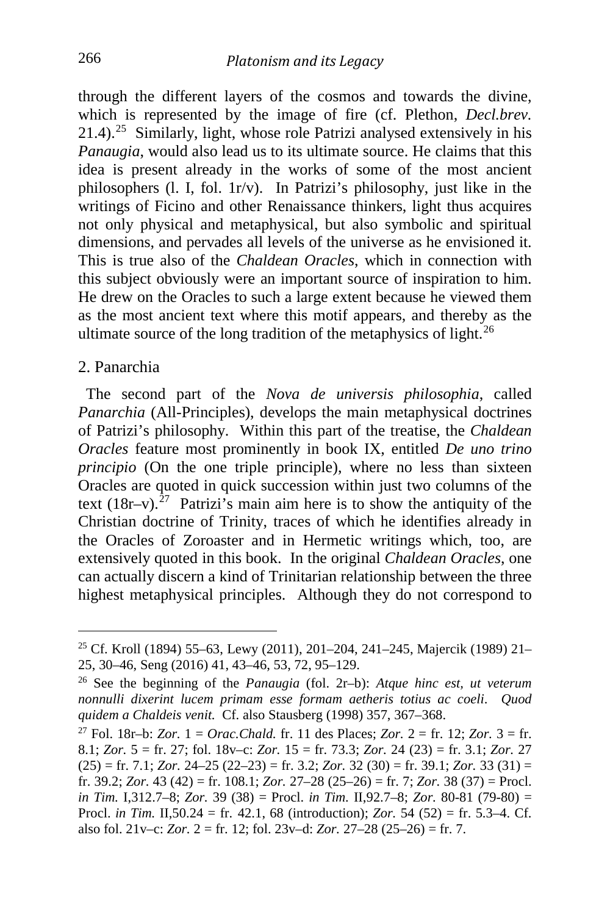through the different layers of the cosmos and towards the divine, which is represented by the image of fire (cf. Plethon, *Decl.brev.* 21.4).[25] Similarly, light, whose role Patrizi analysed extensively in his *Panaugia*, would also lead us to its ultimate source. He claims that this idea is present already in the works of some of the most ancient philosophers (l. I, fol. 1r/v). In Patrizi's philosophy, just like in the writings of Ficino and other Renaissance thinkers, light thus acquires not only physical and metaphysical, but also symbolic and spiritual dimensions, and pervades all levels of the universe as he envisioned it. This is true also of the *Chaldean Oracles*, which in connection with this subject obviously were an important source of inspiration to him. He drew on the Oracles to such a large extent because he viewed them as the most ancient text where this motif appears, and thereby as the ultimate source of the long tradition of the metaphysics of light.[26]

## 2. Panarchia

The second part of the *Nova de universis philosophia*, called *Panarchia* (All-Principles), develops the main metaphysical doctrines of Patrizi's philosophy. Within this part of the treatise, the *Chaldean Oracles* feature most prominently in book IX, entitled *De uno trino principio* (On the one triple principle), where no less than sixteen Oracles are quoted in quick succession within just two columns of the text (18r–v).[27] Patrizi's main aim here is to show the antiquity of the Christian doctrine of Trinity, traces of which he identifies already in the Oracles of Zoroaster and in Hermetic writings which, too, are extensively quoted in this book. In the original *Chaldean Oracles*, one can actually discern a kind of Trinitarian relationship between the three highest metaphysical principles. Although they do not correspond to

---

[25] Cf. Kroll (1894) 55–63, Lewy (2011), 201–204, 241–245, Majercik (1989) 21–25, 30–46, Seng (2016) 41, 43–46, 53, 72, 95–129.

[26] See the beginning of the *Panaugia* (fol. 2r–b): *Atque hinc est, ut veterum nonnulli dixerint lucem primam esse formam aetheris totius ac coeli. Quod quidem a Chaldeis venit.* Cf. also Stausberg (1998) 357, 367–368.

[27] Fol. 18r–b: *Zor.* 1 = *Orac.Chald.* fr. 11 des Places; *Zor.* 2 = fr. 12; *Zor.* 3 = fr. 8.1; *Zor.* 5 = fr. 27; fol. 18v–c: *Zor.* 15 = fr. 73.3; *Zor.* 24 (23) = fr. 3.1; *Zor.* 27 (25) = fr. 7.1; *Zor.* 24–25 (22–23) = fr. 3.2; *Zor.* 32 (30) = fr. 39.1; *Zor.* 33 (31) = fr. 39.2; *Zor.* 43 (42) = fr. 108.1; *Zor.* 27–28 (25–26) = fr. 7; *Zor.* 38 (37) = Procl. *in Tim.* I,312.7–8; *Zor.* 39 (38) = Procl. *in Tim.* II,92.7–8; *Zor.* 80-81 (79-80) = Procl. *in Tim.* II,50.24 = fr. 42.1, 68 (introduction); *Zor.* 54 (52) = fr. 5.3–4. Cf. also fol. 21v–c: *Zor.* 2 = fr. 12; fol. 23v–d: *Zor.* 27–28 (25–26) = fr. 7.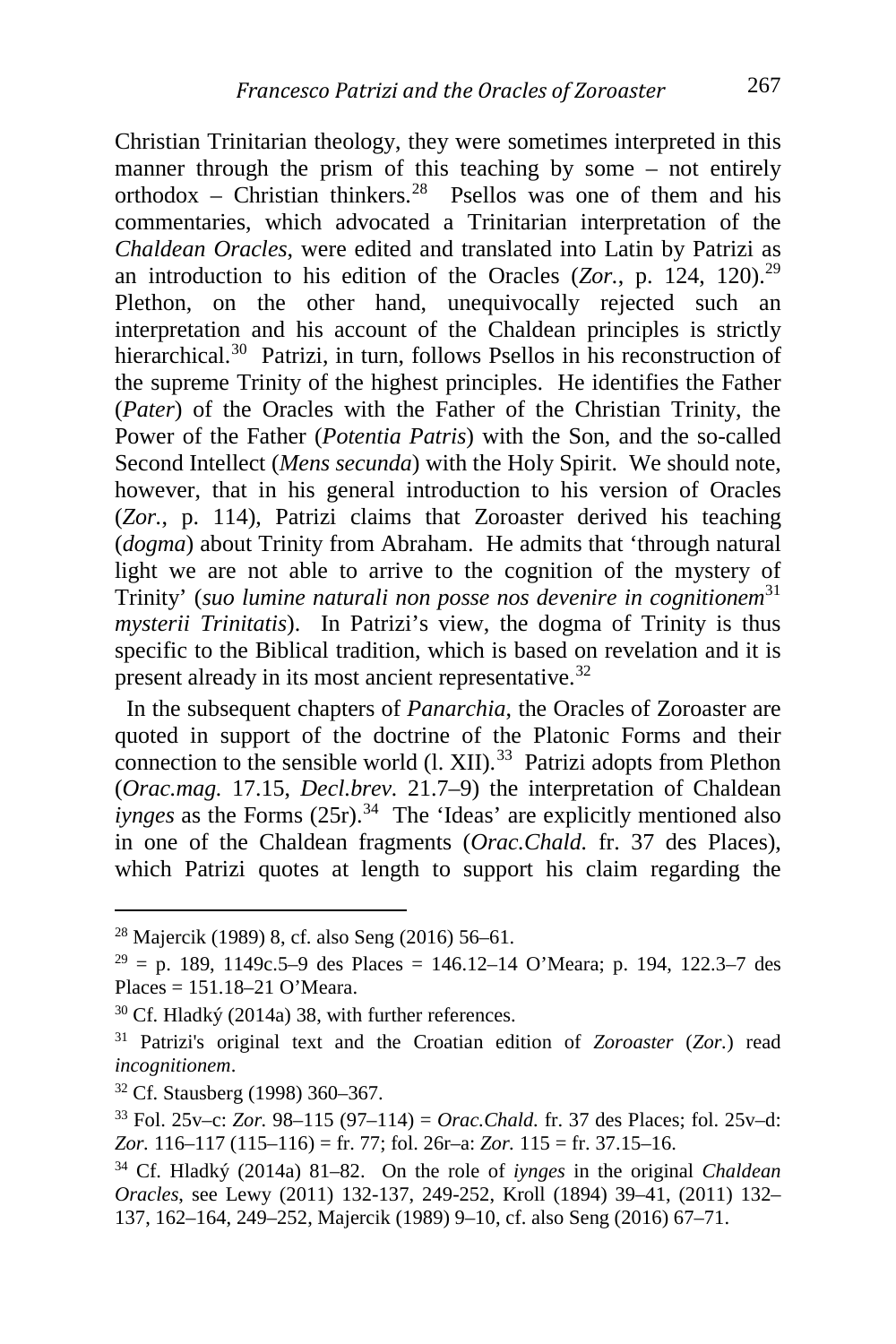Christian Trinitarian theology, they were sometimes interpreted in this manner through the prism of this teaching by some – not entirely orthodox – Christian thinkers.[28] Psellos was one of them and his commentaries, which advocated a Trinitarian interpretation of the *Chaldean Oracles*, were edited and translated into Latin by Patrizi as an introduction to his edition of the Oracles (*Zor.*, p. 124, 120).[29] Plethon, on the other hand, unequivocally rejected such an interpretation and his account of the Chaldean principles is strictly hierarchical.[30] Patrizi, in turn, follows Psellos in his reconstruction of the supreme Trinity of the highest principles. He identifies the Father (*Pater*) of the Oracles with the Father of the Christian Trinity, the Power of the Father (*Potentia Patris*) with the Son, and the so-called Second Intellect (*Mens secunda*) with the Holy Spirit. We should note, however, that in his general introduction to his version of Oracles (*Zor.*, p. 114), Patrizi claims that Zoroaster derived his teaching (*dogma*) about Trinity from Abraham. He admits that 'through natural light we are not able to arrive to the cognition of the mystery of Trinity' (*suo lumine naturali non posse nos devenire in cognitionem*[31] *mysterii Trinitatis*). In Patrizi's view, the dogma of Trinity is thus specific to the Biblical tradition, which is based on revelation and it is present already in its most ancient representative.[32]

In the subsequent chapters of *Panarchia*, the Oracles of Zoroaster are quoted in support of the doctrine of the Platonic Forms and their connection to the sensible world (l. XII).[33] Patrizi adopts from Plethon (*Orac.mag.* 17.15, *Decl.brev.* 21.7–9) the interpretation of Chaldean *iynges* as the Forms (25r).[34] The 'Ideas' are explicitly mentioned also in one of the Chaldean fragments (*Orac.Chald.* fr. 37 des Places), which Patrizi quotes at length to support his claim regarding the

---

[28] Majercik (1989) 8, cf. also Seng (2016) 56–61.

[29] = p. 189, 1149c.5–9 des Places = 146.12–14 O'Meara; p. 194, 122.3–7 des Places = 151.18–21 O'Meara.

[30] Cf. Hladký (2014a) 38, with further references.

[31] Patrizi's original text and the Croatian edition of *Zoroaster* (*Zor.*) read *incognitionem*.

[32] Cf. Stausberg (1998) 360–367.

[33] Fol. 25v–c: *Zor.* 98–115 (97–114) = *Orac.Chald.* fr. 37 des Places; fol. 25v–d: *Zor.* 116–117 (115–116) = fr. 77; fol. 26r–a: *Zor.* 115 = fr. 37.15–16.

[34] Cf. Hladký (2014a) 81–82. On the role of *iynges* in the original *Chaldean Oracles*, see Lewy (2011) 132-137, 249-252, Kroll (1894) 39–41, (2011) 132–137, 162–164, 249–252, Majercik (1989) 9–10, cf. also Seng (2016) 67–71.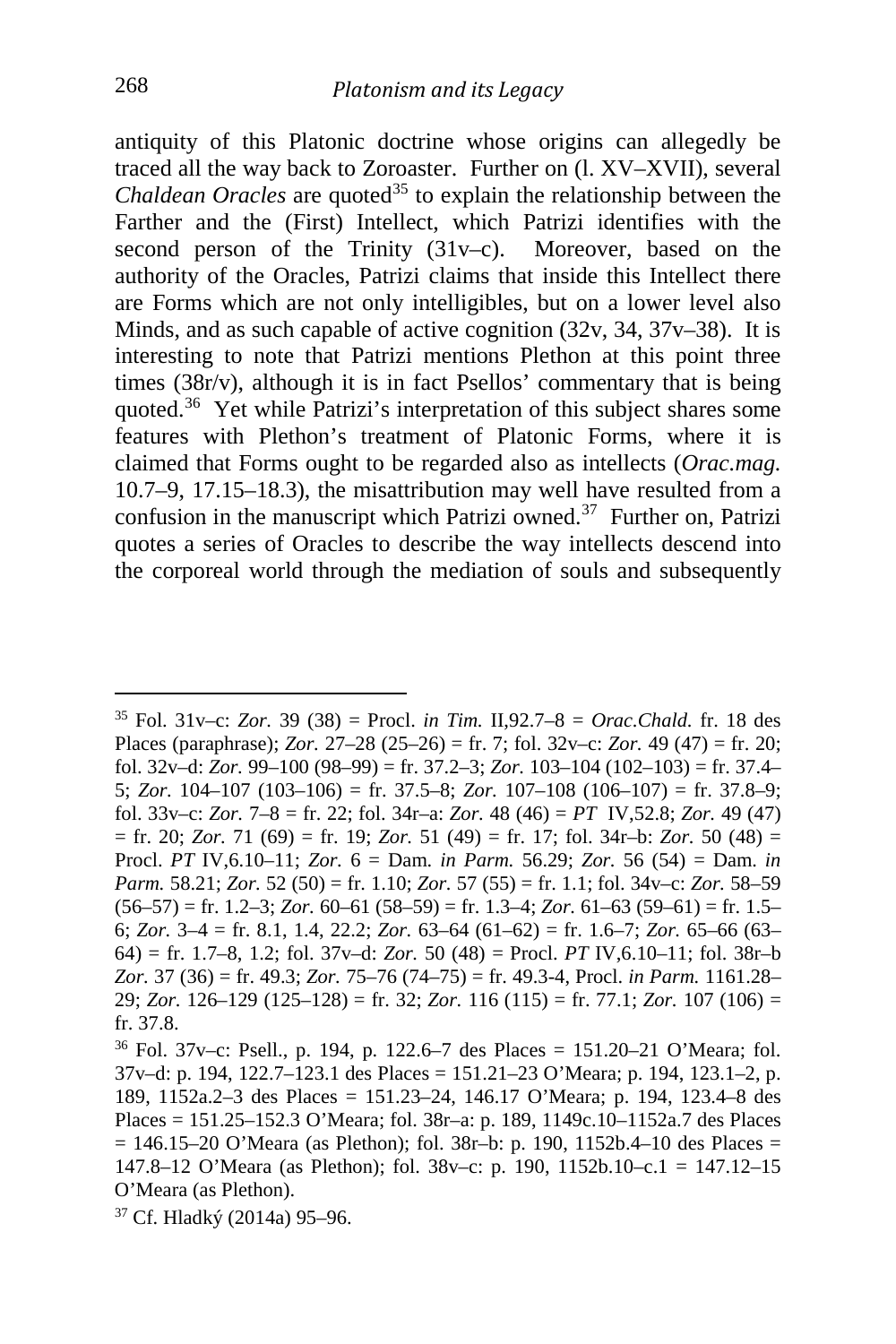antiquity of this Platonic doctrine whose origins can allegedly be traced all the way back to Zoroaster. Further on (l. XV–XVII), several *Chaldean Oracles* are quoted[35] to explain the relationship between the Farther and the (First) Intellect, which Patrizi identifies with the second person of the Trinity (31v–c). Moreover, based on the authority of the Oracles, Patrizi claims that inside this Intellect there are Forms which are not only intelligibles, but on a lower level also Minds, and as such capable of active cognition (32v, 34, 37v–38). It is interesting to note that Patrizi mentions Plethon at this point three times (38r/v), although it is in fact Psellos' commentary that is being quoted.[36] Yet while Patrizi's interpretation of this subject shares some features with Plethon's treatment of Platonic Forms, where it is claimed that Forms ought to be regarded also as intellects (*Orac.mag.* 10.7–9, 17.15–18.3), the misattribution may well have resulted from a confusion in the manuscript which Patrizi owned.[37] Further on, Patrizi quotes a series of Oracles to describe the way intellects descend into the corporeal world through the mediation of souls and subsequently

---

[35] Fol. 31v–c: *Zor.* 39 (38) = Procl. *in Tim.* II,92.7–8 = *Orac.Chald.* fr. 18 des Places (paraphrase); *Zor.* 27–28 (25–26) = fr. 7; fol. 32v–c: *Zor.* 49 (47) = fr. 20; fol. 32v–d: *Zor.* 99–100 (98–99) = fr. 37.2–3; *Zor.* 103–104 (102–103) = fr. 37.4–5; *Zor.* 104–107 (103–106) = fr. 37.5–8; *Zor.* 107–108 (106–107) = fr. 37.8–9; fol. 33v–c: *Zor.* 7–8 = fr. 22; fol. 34r–a: *Zor.* 48 (46) = *PT* IV,52.8; *Zor.* 49 (47) = fr. 20; *Zor.* 71 (69) = fr. 19; *Zor.* 51 (49) = fr. 17; fol. 34r–b: *Zor.* 50 (48) = Procl. *PT* IV,6.10–11; *Zor.* 6 = Dam. *in Parm.* 56.29; *Zor.* 56 (54) = Dam. *in Parm.* 58.21; *Zor.* 52 (50) = fr. 1.10; *Zor.* 57 (55) = fr. 1.1; fol. 34v–c: *Zor.* 58–59 (56–57) = fr. 1.2–3; *Zor.* 60–61 (58–59) = fr. 1.3–4; *Zor.* 61–63 (59–61) = fr. 1.5–6; *Zor.* 3–4 = fr. 8.1, 1.4, 22.2; *Zor.* 63–64 (61–62) = fr. 1.6–7; *Zor.* 65–66 (63–64) = fr. 1.7–8, 1.2; fol. 37v–d: *Zor.* 50 (48) = Procl. *PT* IV,6.10–11; fol. 38r–b *Zor.* 37 (36) = fr. 49.3; *Zor.* 75–76 (74–75) = fr. 49.3-4, Procl. *in Parm.* 1161.28–29; *Zor.* 126–129 (125–128) = fr. 32; *Zor.* 116 (115) = fr. 77.1; *Zor.* 107 (106) = fr. 37.8.

[36] Fol. 37v–c: Psell., p. 194, p. 122.6–7 des Places = 151.20–21 O'Meara; fol. 37v–d: p. 194, 122.7–123.1 des Places = 151.21–23 O'Meara; p. 194, 123.1–2, p. 189, 1152a.2–3 des Places = 151.23–24, 146.17 O'Meara; p. 194, 123.4–8 des Places = 151.25–152.3 O'Meara; fol. 38r–a: p. 189, 1149c.10–1152a.7 des Places = 146.15–20 O'Meara (as Plethon); fol. 38r–b: p. 190, 1152b.4–10 des Places = 147.8–12 O'Meara (as Plethon); fol. 38v–c: p. 190, 1152b.10–c.1 = 147.12–15 O'Meara (as Plethon).

[37] Cf. Hladký (2014a) 95–96.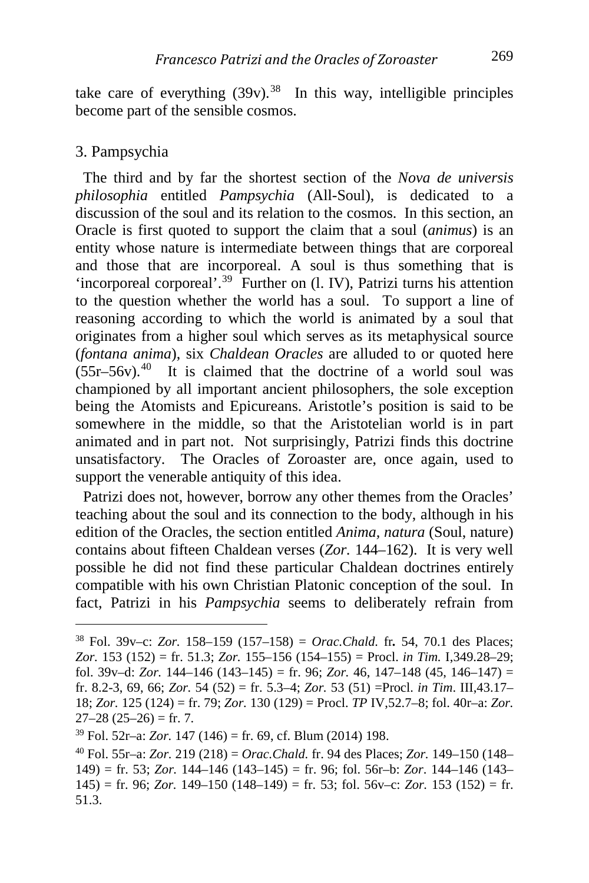take care of everything (39v).[38] In this way, intelligible principles become part of the sensible cosmos.

## 3. Pampsychia

The third and by far the shortest section of the *Nova de universis philosophia* entitled *Pampsychia* (All-Soul), is dedicated to a discussion of the soul and its relation to the cosmos. In this section, an Oracle is first quoted to support the claim that a soul (*animus*) is an entity whose nature is intermediate between things that are corporeal and those that are incorporeal. A soul is thus something that is 'incorporeal corporeal'.[39] Further on (l. IV), Patrizi turns his attention to the question whether the world has a soul. To support a line of reasoning according to which the world is animated by a soul that originates from a higher soul which serves as its metaphysical source (*fontana anima*), six *Chaldean Oracles* are alluded to or quoted here (55r–56v).[40] It is claimed that the doctrine of a world soul was championed by all important ancient philosophers, the sole exception being the Atomists and Epicureans. Aristotle's position is said to be somewhere in the middle, so that the Aristotelian world is in part animated and in part not. Not surprisingly, Patrizi finds this doctrine unsatisfactory. The Oracles of Zoroaster are, once again, used to support the venerable antiquity of this idea.

Patrizi does not, however, borrow any other themes from the Oracles' teaching about the soul and its connection to the body, although in his edition of the Oracles, the section entitled *Anima, natura* (Soul, nature) contains about fifteen Chaldean verses (*Zor.* 144–162). It is very well possible he did not find these particular Chaldean doctrines entirely compatible with his own Christian Platonic conception of the soul. In fact, Patrizi in his *Pampsychia* seems to deliberately refrain from

---

[38] Fol. 39v–c: *Zor.* 158–159 (157–158) = *Orac.Chald.* fr**.** 54, 70.1 des Places; *Zor.* 153 (152) = fr. 51.3; *Zor.* 155–156 (154–155) = Procl. *in Tim.* I,349.28–29; fol. 39v–d: *Zor.* 144–146 (143–145) = fr. 96; *Zor.* 46, 147–148 (45, 146–147) = fr. 8.2-3, 69, 66; *Zor.* 54 (52) = fr. 5.3–4; *Zor.* 53 (51) =Procl. *in Tim*. III,43.17–18; *Zor.* 125 (124) = fr. 79; *Zor.* 130 (129) = Procl. *TP* IV,52.7–8; fol. 40r–a: *Zor.* 27–28 (25–26) = fr. 7.

[39] Fol. 52r–a: *Zor.* 147 (146) = fr. 69, cf. Blum (2014) 198.

[40] Fol. 55r–a: *Zor.* 219 (218) = *Orac.Chald.* fr. 94 des Places; *Zor.* 149–150 (148–149) = fr. 53; *Zor.* 144–146 (143–145) = fr. 96; fol. 56r–b: *Zor*. 144–146 (143–145) = fr. 96; *Zor.* 149–150 (148–149) = fr. 53; fol. 56v–c: *Zor.* 153 (152) = fr. 51.3.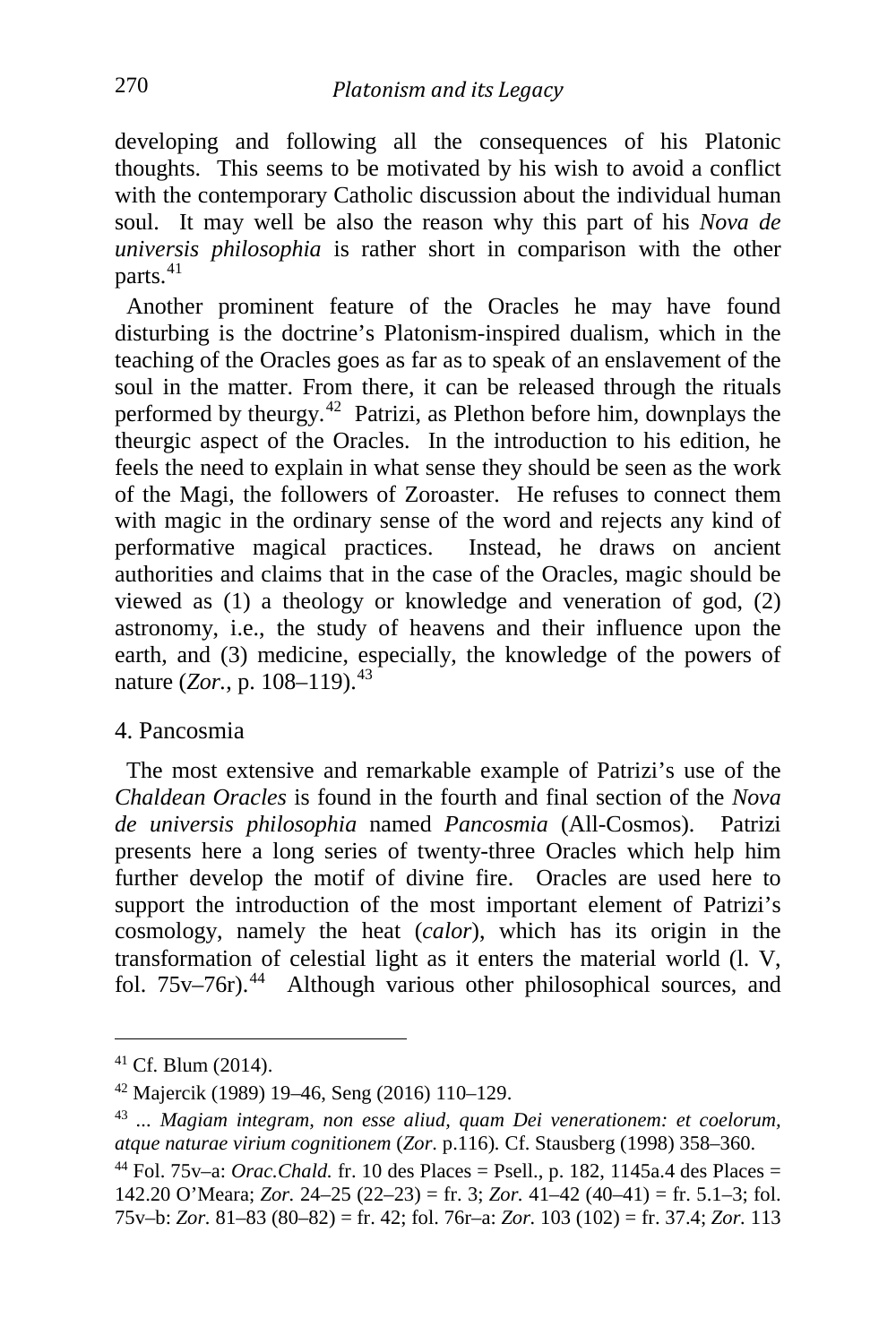developing and following all the consequences of his Platonic thoughts. This seems to be motivated by his wish to avoid a conflict with the contemporary Catholic discussion about the individual human soul. It may well be also the reason why this part of his *Nova de universis philosophia* is rather short in comparison with the other parts.[41]

Another prominent feature of the Oracles he may have found disturbing is the doctrine's Platonism-inspired dualism, which in the teaching of the Oracles goes as far as to speak of an enslavement of the soul in the matter. From there, it can be released through the rituals performed by theurgy.[42] Patrizi, as Plethon before him, downplays the theurgic aspect of the Oracles. In the introduction to his edition, he feels the need to explain in what sense they should be seen as the work of the Magi, the followers of Zoroaster. He refuses to connect them with magic in the ordinary sense of the word and rejects any kind of performative magical practices. Instead, he draws on ancient authorities and claims that in the case of the Oracles, magic should be viewed as (1) a theology or knowledge and veneration of god, (2) astronomy, i.e., the study of heavens and their influence upon the earth, and (3) medicine, especially, the knowledge of the powers of nature (*Zor.*, p. 108–119).[43]

## 4. Pancosmia

The most extensive and remarkable example of Patrizi's use of the *Chaldean Oracles* is found in the fourth and final section of the *Nova de universis philosophia* named *Pancosmia* (All-Cosmos). Patrizi presents here a long series of twenty-three Oracles which help him further develop the motif of divine fire. Oracles are used here to support the introduction of the most important element of Patrizi's cosmology, namely the heat (*calor*), which has its origin in the transformation of celestial light as it enters the material world (l. V, fol. 75v–76r).[44] Although various other philosophical sources, and

---

[41] Cf. Blum (2014).

[42] Majercik (1989) 19–46, Seng (2016) 110–129.

[43] ... *Magiam integram, non esse aliud, quam Dei venerationem: et coelorum, atque naturae virium cognitionem* (*Zor*. p.116). Cf. Stausberg (1998) 358–360.

[44] Fol. 75v–a: *Orac.Chald.* fr. 10 des Places = Psell., p. 182, 1145a.4 des Places = 142.20 O'Meara; *Zor.* 24–25 (22–23) = fr. 3; *Zor.* 41–42 (40–41) = fr. 5.1–3; fol. 75v–b: *Zor.* 81–83 (80–82) = fr. 42; fol. 76r–a: *Zor.* 103 (102) = fr. 37.4; *Zor.* 113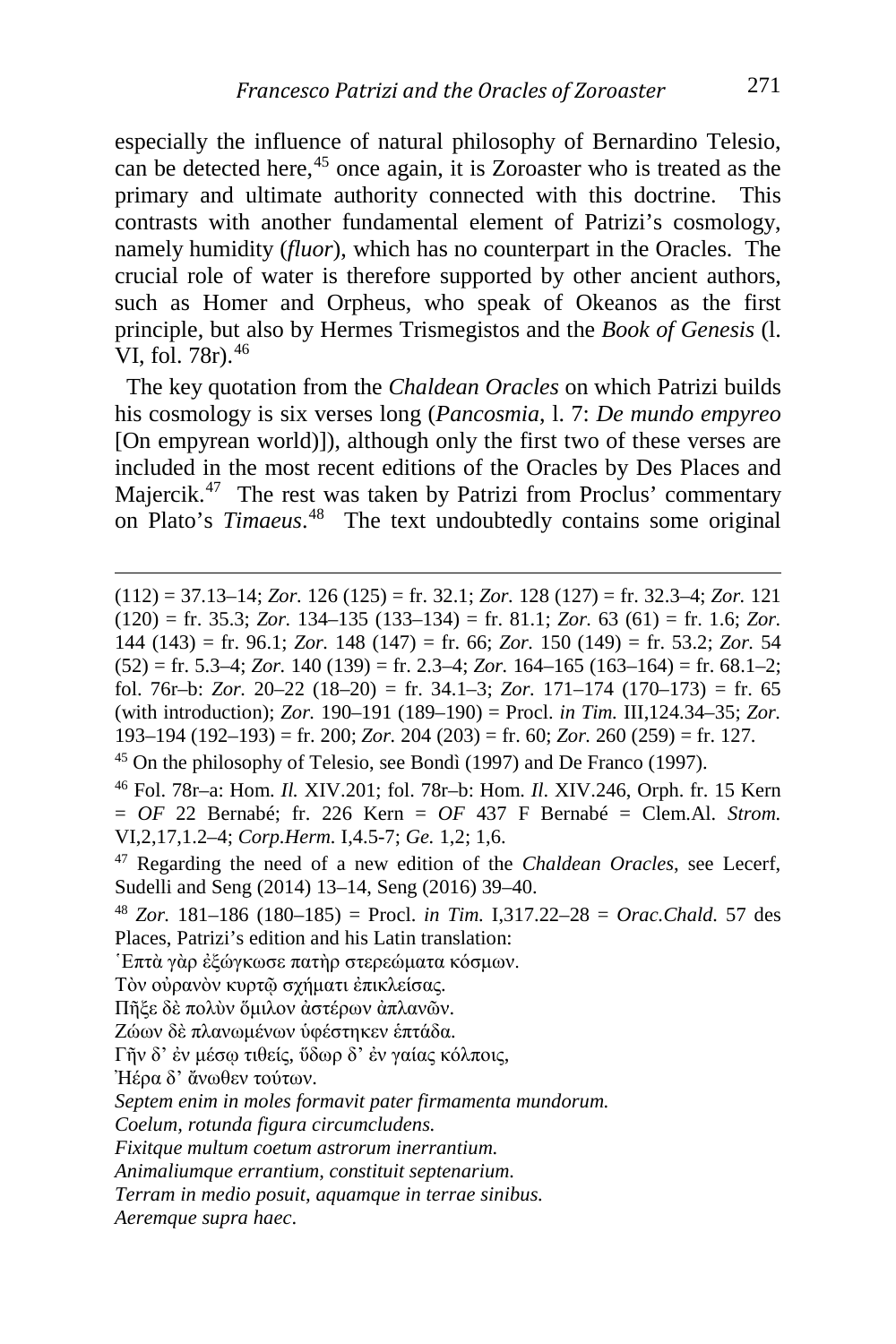especially the influence of natural philosophy of Bernardino Telesio, can be detected here,[45] once again, it is Zoroaster who is treated as the primary and ultimate authority connected with this doctrine. This contrasts with another fundamental element of Patrizi's cosmology, namely humidity (*fluor*), which has no counterpart in the Oracles. The crucial role of water is therefore supported by other ancient authors, such as Homer and Orpheus, who speak of Okeanos as the first principle, but also by Hermes Trismegistos and the *Book of Genesis* (l. VI, fol. 78r).[46]

The key quotation from the *Chaldean Oracles* on which Patrizi builds his cosmology is six verses long (*Pancosmia*, l. 7: *De mundo empyreo* [On empyrean world)]), although only the first two of these verses are included in the most recent editions of the Oracles by Des Places and Majercik.[47] The rest was taken by Patrizi from Proclus' commentary on Plato's *Timaeus*.[48] The text undoubtedly contains some original

---

(112) = 37.13–14; *Zor.* 126 (125) = fr. 32.1; *Zor.* 128 (127) = fr. 32.3–4; *Zor.* 121 (120) = fr. 35.3; *Zor.* 134–135 (133–134) = fr. 81.1; *Zor.* 63 (61) = fr. 1.6; *Zor.* 144 (143) = fr. 96.1; *Zor.* 148 (147) = fr. 66; *Zor.* 150 (149) = fr. 53.2; *Zor.* 54 (52) = fr. 5.3–4; *Zor.* 140 (139) = fr. 2.3–4; *Zor.* 164–165 (163–164) = fr. 68.1–2; fol. 76r–b: *Zor.* 20–22 (18–20) = fr. 34.1–3; *Zor.* 171–174 (170–173) = fr. 65 (with introduction); *Zor.* 190–191 (189–190) = Procl. *in Tim.* III,124.34–35; *Zor.* 193–194 (192–193) = fr. 200; *Zor.* 204 (203) = fr. 60; *Zor.* 260 (259) = fr. 127.

[45] On the philosophy of Telesio, see Bondì (1997) and De Franco (1997).

[46] Fol. 78r–a: Hom. *Il.* XIV.201; fol. 78r–b: Hom. *Il.* XIV.246, Orph. fr. 15 Kern = *OF* 22 Bernabé; fr. 226 Kern = *OF* 437 F Bernabé = Clem.Al. *Strom.* VI,2,17,1.2–4; *Corp.Herm.* I,4.5-7; *Ge.* 1,2; 1,6.

[47] Regarding the need of a new edition of the *Chaldean Oracles*, see Lecerf, Sudelli and Seng (2014) 13–14, Seng (2016) 39–40.

[48] *Zor.* 181–186 (180–185) = Procl. *in Tim.* I,317.22–28 = *Orac.Chald.* 57 des Places, Patrizi's edition and his Latin translation:

῾Επτὰ γὰρ ἐξώγκωσε πατὴρ στερεώματα κόσμων.
Τὸν οὐρανὸν κυρτῷ σχήματι ἐπικλείσας.
Πῆξε δὲ πολὺν ὅμιλον ἀστέρων ἀπλανῶν.
Ζώων δὲ πλανωμένων ὑφέστηκεν ἑπτάδα.
Γῆν δ' ἐν μέσῳ τιθείς, ὕδωρ δ' ἐν γαίας κόλποις,
Ἠέρα δ' ἄνωθεν τούτων.

*Septem enim in moles formavit pater firmamenta mundorum.*
*Coelum, rotunda figura circumcludens.*
*Fixitque multum coetum astrorum inerrantium.*
*Animaliumque errantium, constituit septenarium.*
*Terram in medio posuit, aquamque in terrae sinibus.*
*Aeremque supra haec.*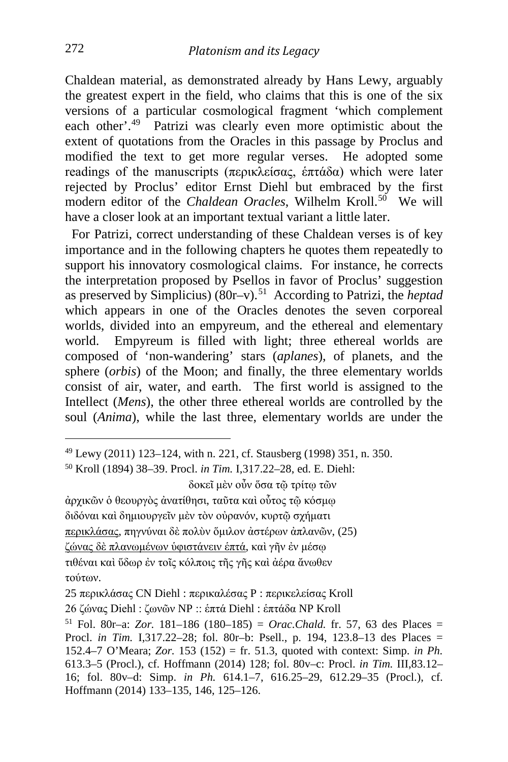Chaldean material, as demonstrated already by Hans Lewy, arguably the greatest expert in the field, who claims that this is one of the six versions of a particular cosmological fragment 'which complement each other'.[49] Patrizi was clearly even more optimistic about the extent of quotations from the Oracles in this passage by Proclus and modified the text to get more regular verses. He adopted some readings of the manuscripts (περικλείσας, ἑπτάδα) which were later rejected by Proclus' editor Ernst Diehl but embraced by the first modern editor of the *Chaldean Oracles*, Wilhelm Kroll.[50] We will have a closer look at an important textual variant a little later.

For Patrizi, correct understanding of these Chaldean verses is of key importance and in the following chapters he quotes them repeatedly to support his innovatory cosmological claims. For instance, he corrects the interpretation proposed by Psellos in favor of Proclus' suggestion as preserved by Simplicius) (80r–v).[51] According to Patrizi, the *heptad* which appears in one of the Oracles denotes the seven corporeal worlds, divided into an empyreum, and the ethereal and elementary world. Empyreum is filled with light; three ethereal worlds are composed of 'non-wandering' stars (*aplanes*), of planets, and the sphere (*orbis*) of the Moon; and finally, the three elementary worlds consist of air, water, and earth. The first world is assigned to the Intellect (*Mens*), the other three ethereal worlds are controlled by the soul (*Anima*), while the last three, elementary worlds are under the

---

[49] Lewy (2011) 123–124, with n. 221, cf. Stausberg (1998) 351, n. 350.

[50] Kroll (1894) 38–39. Procl. *in Tim.* I,317.22–28, ed. E. Diehl:

δοκεῖ μὲν οὖν ὅσα τῷ τρίτῳ τῶν
ἀρχικῶν ὁ θεουργὸς ἀνατίθησι, ταῦτα καὶ οὗτος τῷ κόσμῳ
διδόναι καὶ δημιουργεῖν μὲν τὸν οὐρανόν, κυρτῷ σχήματι
<u>περικλάσας</u>, πηγνύναι δὲ πολὺν ὅμιλον ἀστέρων ἀπλανῶν, (25)
<u>ζώνας δὲ πλανωμένων ὑφιστάνειν ἑπτά</u>, καὶ γῆν ἐν μέσῳ
τιθέναι καὶ ὕδωρ ἐν τοῖς κόλποις τῆς γῆς καὶ ἀέρα ἄνωθεν
τούτων.

25 περικλάσας CN Diehl : περικαλέσας P : περικελείσας Kroll

26 ζώνας Diehl : ζωνῶν NP :: ἑπτά Diehl : ἑπτάδα NP Kroll

[51] Fol. 80r–a: *Zor.* 181–186 (180–185) = *Orac.Chald.* fr. 57, 63 des Places = Procl. *in Tim.* I,317.22–28; fol. 80r–b: Psell., p. 194, 123.8–13 des Places = 152.4–7 O'Meara; *Zor.* 153 (152) = fr. 51.3, quoted with context: Simp. *in Ph.* 613.3–5 (Procl.), cf. Hoffmann (2014) 128; fol. 80v–c: Procl. *in Tim.* III,83.12–16; fol. 80v–d: Simp. *in Ph.* 614.1–7, 616.25–29, 612.29–35 (Procl.), cf. Hoffmann (2014) 133–135, 146, 125–126.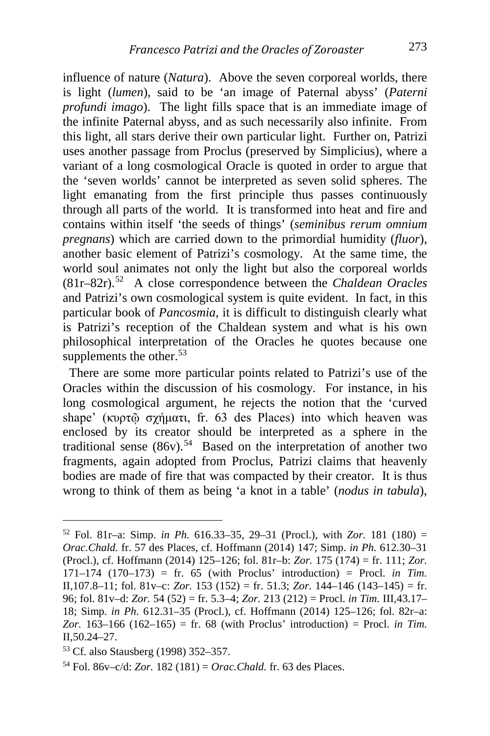influence of nature (*Natura*). Above the seven corporeal worlds, there is light (*lumen*), said to be 'an image of Paternal abyss' (*Paterni profundi imago*). The light fills space that is an immediate image of the infinite Paternal abyss, and as such necessarily also infinite. From this light, all stars derive their own particular light. Further on, Patrizi uses another passage from Proclus (preserved by Simplicius), where a variant of a long cosmological Oracle is quoted in order to argue that the 'seven worlds' cannot be interpreted as seven solid spheres. The light emanating from the first principle thus passes continuously through all parts of the world. It is transformed into heat and fire and contains within itself 'the seeds of things' (*seminibus rerum omnium pregnans*) which are carried down to the primordial humidity (*fluor*), another basic element of Patrizi's cosmology. At the same time, the world soul animates not only the light but also the corporeal worlds (81r–82r).[52] A close correspondence between the *Chaldean Oracles* and Patrizi's own cosmological system is quite evident. In fact, in this particular book of *Pancosmia*, it is difficult to distinguish clearly what is Patrizi's reception of the Chaldean system and what is his own philosophical interpretation of the Oracles he quotes because one supplements the other.[53]

There are some more particular points related to Patrizi's use of the Oracles within the discussion of his cosmology. For instance, in his long cosmological argument, he rejects the notion that the 'curved shape' (κυρτῷ σχήματι, fr. 63 des Places) into which heaven was enclosed by its creator should be interpreted as a sphere in the traditional sense (86v).[54] Based on the interpretation of another two fragments, again adopted from Proclus, Patrizi claims that heavenly bodies are made of fire that was compacted by their creator. It is thus wrong to think of them as being 'a knot in a table' (*nodus in tabula*),

---

[52] Fol. 81r–a: Simp. *in Ph.* 616.33–35, 29–31 (Procl.), with *Zor.* 181 (180) = *Orac.Chald.* fr. 57 des Places, cf. Hoffmann (2014) 147; Simp. *in Ph.* 612.30–31 (Procl.), cf. Hoffmann (2014) 125–126; fol. 81r–b: *Zor.* 175 (174) = fr. 111; *Zor.* 171–174 (170–173) = fr. 65 (with Proclus' introduction) = Procl. *in Tim.* II,107.8–11; fol. 81v–c: *Zor.* 153 (152) = fr. 51.3; *Zor.* 144–146 (143–145) = fr. 96; fol. 81v–d: *Zor.* 54 (52) = fr. 5.3–4; *Zor.* 213 (212) = Procl. *in Tim.* III,43.17–18; Simp. *in Ph.* 612.31–35 (Procl.), cf. Hoffmann (2014) 125–126; fol. 82r–a: *Zor.* 163–166 (162–165) = fr. 68 (with Proclus' introduction) = Procl. *in Tim.* II,50.24–27.

[53] Cf. also Stausberg (1998) 352–357.

[54] Fol. 86v–c/d: *Zor.* 182 (181) = *Orac.Chald.* fr. 63 des Places.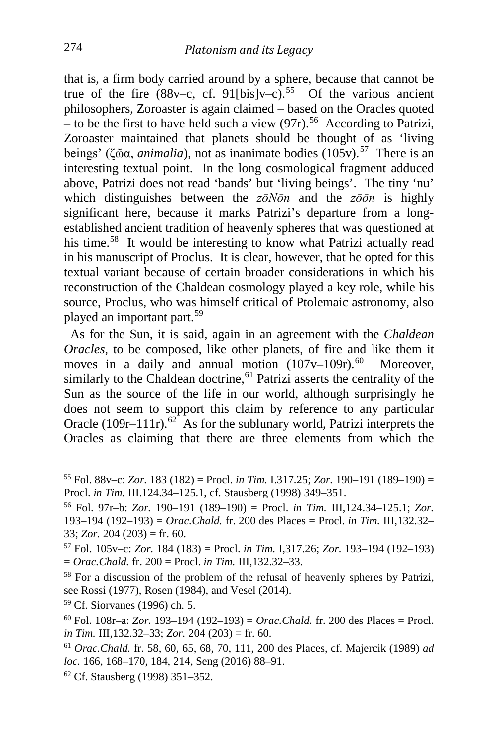that is, a firm body carried around by a sphere, because that cannot be true of the fire (88v–c, cf. 91[bis]v–c).[55] Of the various ancient philosophers, Zoroaster is again claimed – based on the Oracles quoted – to be the first to have held such a view (97r).[56] According to Patrizi, Zoroaster maintained that planets should be thought of as 'living beings' (ζῷα, *animalia*), not as inanimate bodies (105v).[57] There is an interesting textual point. In the long cosmological fragment adduced above, Patrizi does not read 'bands' but 'living beings'. The tiny 'nu' which distinguishes between the *zōNōn* and the *zōōn* is highly significant here, because it marks Patrizi's departure from a long-established ancient tradition of heavenly spheres that was questioned at his time.[58] It would be interesting to know what Patrizi actually read in his manuscript of Proclus. It is clear, however, that he opted for this textual variant because of certain broader considerations in which his reconstruction of the Chaldean cosmology played a key role, while his source, Proclus, who was himself critical of Ptolemaic astronomy, also played an important part.[59]

As for the Sun, it is said, again in an agreement with the *Chaldean Oracles*, to be composed, like other planets, of fire and like them it moves in a daily and annual motion (107v–109r).[60] Moreover, similarly to the Chaldean doctrine,[61] Patrizi asserts the centrality of the Sun as the source of the life in our world, although surprisingly he does not seem to support this claim by reference to any particular Oracle (109r–111r).[62] As for the sublunary world, Patrizi interprets the Oracles as claiming that there are three elements from which the

---

[55] Fol. 88v–c: *Zor.* 183 (182) = Procl. *in Tim.* I.317.25; *Zor.* 190–191 (189–190) = Procl. *in Tim.* III.124.34–125.1, cf. Stausberg (1998) 349–351.

[56] Fol. 97r–b: *Zor.* 190–191 (189–190) = Procl. *in Tim.* III,124.34–125.1; *Zor.* 193–194 (192–193) = *Orac.Chald.* fr. 200 des Places = Procl. *in Tim.* III,132.32–33; *Zor.* 204 (203) = fr. 60.

[57] Fol. 105v–c: *Zor.* 184 (183) = Procl. *in Tim.* I,317.26; *Zor.* 193–194 (192–193) = *Orac.Chald.* fr. 200 = Procl. *in Tim.* III,132.32–33.

[58] For a discussion of the problem of the refusal of heavenly spheres by Patrizi, see Rossi (1977), Rosen (1984), and Vesel (2014).

[59] Cf. Siorvanes (1996) ch. 5.

[60] Fol. 108r–a: *Zor.* 193–194 (192–193) = *Orac.Chald.* fr. 200 des Places = Procl. *in Tim.* III,132.32–33; *Zor.* 204 (203) = fr. 60.

[61] *Orac.Chald.* fr. 58, 60, 65, 68, 70, 111, 200 des Places, cf. Majercik (1989) *ad loc.* 166, 168–170, 184, 214, Seng (2016) 88–91.

[62] Cf. Stausberg (1998) 351–352.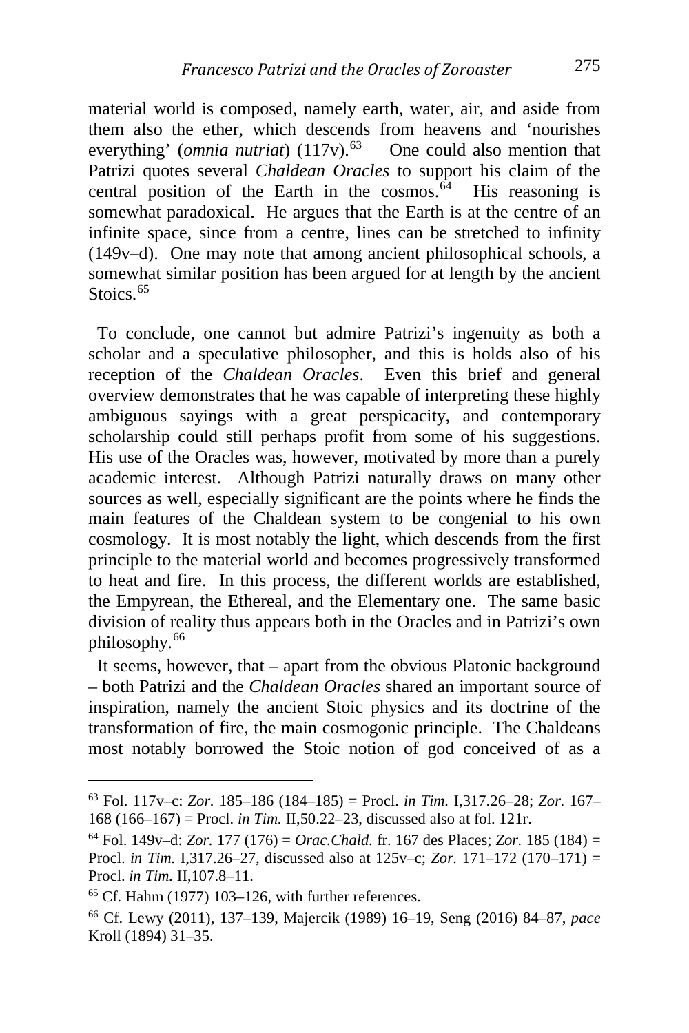material world is composed, namely earth, water, air, and aside from them also the ether, which descends from heavens and 'nourishes everything' (*omnia nutriat*) (117v).[63] One could also mention that Patrizi quotes several *Chaldean Oracles* to support his claim of the central position of the Earth in the cosmos.[64] His reasoning is somewhat paradoxical. He argues that the Earth is at the centre of an infinite space, since from a centre, lines can be stretched to infinity (149v–d). One may note that among ancient philosophical schools, a somewhat similar position has been argued for at length by the ancient Stoics.[65]

To conclude, one cannot but admire Patrizi's ingenuity as both a scholar and a speculative philosopher, and this is holds also of his reception of the *Chaldean Oracles*. Even this brief and general overview demonstrates that he was capable of interpreting these highly ambiguous sayings with a great perspicacity, and contemporary scholarship could still perhaps profit from some of his suggestions. His use of the Oracles was, however, motivated by more than a purely academic interest. Although Patrizi naturally draws on many other sources as well, especially significant are the points where he finds the main features of the Chaldean system to be congenial to his own cosmology. It is most notably the light, which descends from the first principle to the material world and becomes progressively transformed to heat and fire. In this process, the different worlds are established, the Empyrean, the Ethereal, and the Elementary one. The same basic division of reality thus appears both in the Oracles and in Patrizi's own philosophy.[66]

It seems, however, that – apart from the obvious Platonic background – both Patrizi and the *Chaldean Oracles* shared an important source of inspiration, namely the ancient Stoic physics and its doctrine of the transformation of fire, the main cosmogonic principle. The Chaldeans most notably borrowed the Stoic notion of god conceived of as a

---

[63] Fol. 117v–c: *Zor.* 185–186 (184–185) = Procl. *in Tim.* I,317.26–28; *Zor.* 167–168 (166–167) = Procl. *in Tim.* II,50.22–23, discussed also at fol. 121r.

[64] Fol. 149v–d: *Zor.* 177 (176) = *Orac.Chald.* fr. 167 des Places; *Zor.* 185 (184) = Procl. *in Tim.* I,317.26–27, discussed also at 125v–c; *Zor.* 171–172 (170–171) = Procl. *in Tim.* II,107.8–11.

[65] Cf. Hahm (1977) 103–126, with further references.

[66] Cf. Lewy (2011), 137–139, Majercik (1989) 16–19, Seng (2016) 84–87, *pace* Kroll (1894) 31–35.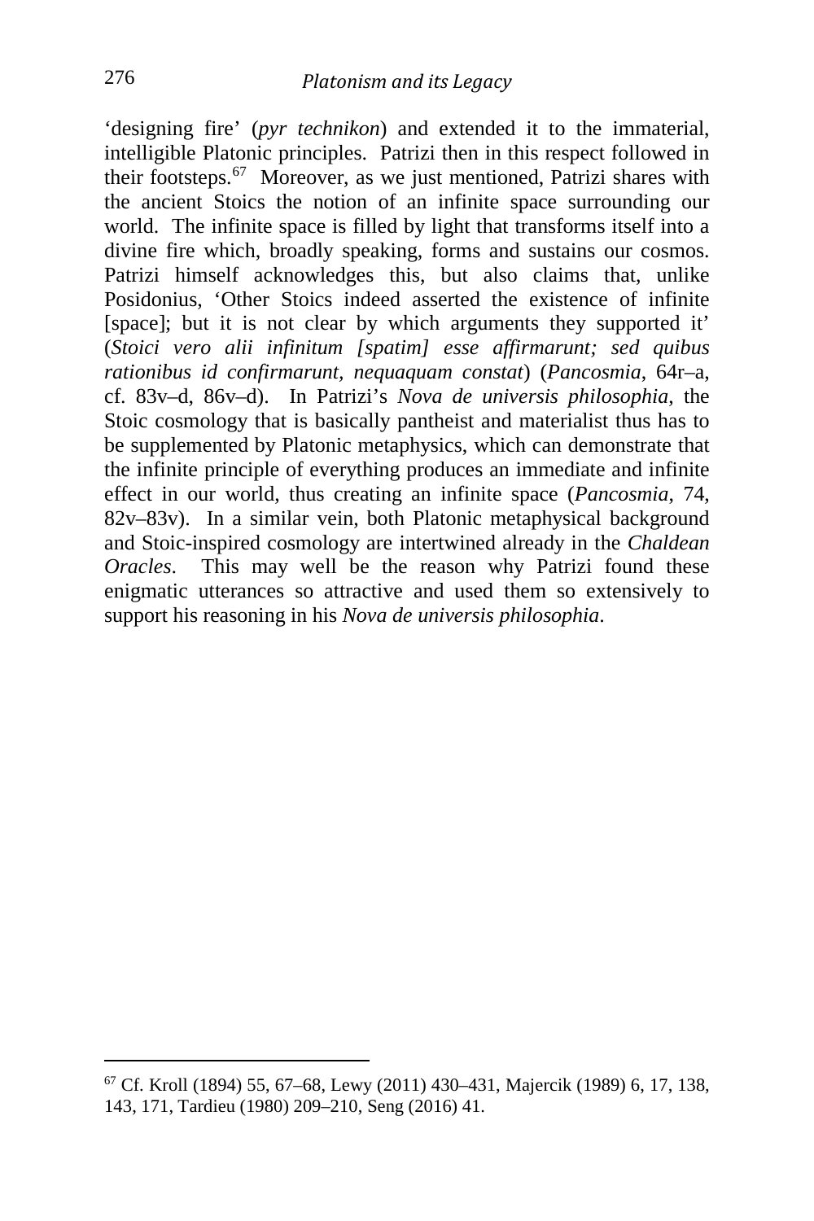'designing fire' (*pyr technikon*) and extended it to the immaterial, intelligible Platonic principles. Patrizi then in this respect followed in their footsteps.[67] Moreover, as we just mentioned, Patrizi shares with the ancient Stoics the notion of an infinite space surrounding our world. The infinite space is filled by light that transforms itself into a divine fire which, broadly speaking, forms and sustains our cosmos. Patrizi himself acknowledges this, but also claims that, unlike Posidonius, 'Other Stoics indeed asserted the existence of infinite [space]; but it is not clear by which arguments they supported it' (*Stoici vero alii infinitum [spatim] esse affirmarunt; sed quibus rationibus id confirmarunt, nequaquam constat*) (*Pancosmia*, 64r–a, cf. 83v–d, 86v–d). In Patrizi's *Nova de universis philosophia*, the Stoic cosmology that is basically pantheist and materialist thus has to be supplemented by Platonic metaphysics, which can demonstrate that the infinite principle of everything produces an immediate and infinite effect in our world, thus creating an infinite space (*Pancosmia*, 74, 82v–83v). In a similar vein, both Platonic metaphysical background and Stoic-inspired cosmology are intertwined already in the *Chaldean Oracles*. This may well be the reason why Patrizi found these enigmatic utterances so attractive and used them so extensively to support his reasoning in his *Nova de universis philosophia*.

[67] Cf. Kroll (1894) 55, 67–68, Lewy (2011) 430–431, Majercik (1989) 6, 17, 138, 143, 171, Tardieu (1980) 209–210, Seng (2016) 41.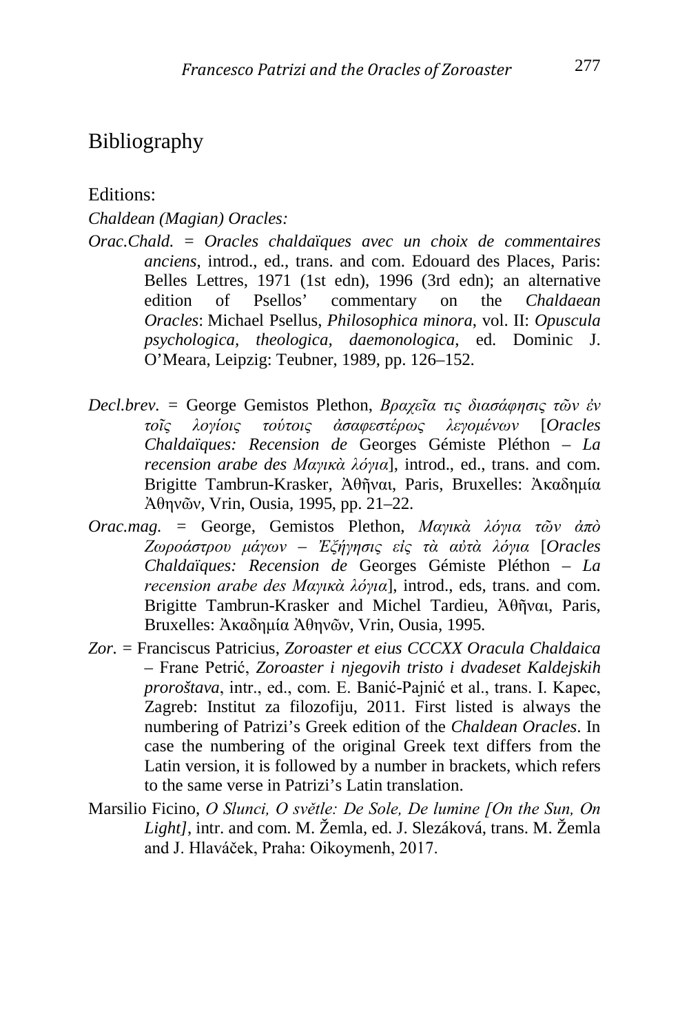## Bibliography

Editions:

*Chaldean (Magian) Oracles:*

*Orac.Chald.* = *Oracles chaldaïques avec un choix de commentaires anciens*, introd., ed., trans. and com. Edouard des Places, Paris: Belles Lettres, 1971 (1st edn), 1996 (3rd edn); an alternative edition of Psellos' commentary on the *Chaldaean Oracles*: Michael Psellus, *Philosophica minora*, vol. II: *Opuscula psychologica, theologica, daemonologica*, ed. Dominic J. O'Meara, Leipzig: Teubner, 1989, pp. 126–152.

*Decl.brev.* = George Gemistos Plethon, *Βραχεῖα τις διασάφησις τῶν ἐν τοῖς λογίοις τούτοις ἀσαφεστέρως λεγομένων* [*Oracles Chaldaïques: Recension de* Georges Gémiste Pléthon – *La recension arabe des Μαγικὰ λόγια*], introd., ed., trans. and com. Brigitte Tambrun-Krasker, Ἀθῆναι, Paris, Bruxelles: Ἀκαδημία Ἀθηνῶν, Vrin, Ousia, 1995, pp. 21–22.

*Orac.mag.* = George, Gemistos Plethon, *Μαγικὰ λόγια τῶν ἀπὸ Ζωροάστρου μάγων – Ἐξήγησις εἰς τὰ αὐτὰ λόγια* [*Oracles Chaldaïques: Recension de* Georges Gémiste Pléthon – *La recension arabe des Μαγικὰ λόγια*], introd., eds, trans. and com. Brigitte Tambrun-Krasker and Michel Tardieu, Ἀθῆναι, Paris, Bruxelles: Ἀκαδημία Ἀθηνῶν, Vrin, Ousia, 1995.

*Zor.* = Franciscus Patricius, *Zoroaster et eius CCCXX Oracula Chaldaica* – Frane Petrić, *Zoroaster i njegovih tristo i dvadeset Kaldejskih proroštava*, intr., ed., com. E. Banić-Pajnić et al., trans. I. Kapec, Zagreb: Institut za filozofiju, 2011. First listed is always the numbering of Patrizi's Greek edition of the *Chaldean Oracles*. In case the numbering of the original Greek text differs from the Latin version, it is followed by a number in brackets, which refers to the same verse in Patrizi's Latin translation.

Marsilio Ficino, *O Slunci, O světle: De Sole, De lumine [On the Sun, On Light]*, intr. and com. M. Žemla, ed. J. Slezáková, trans. M. Žemla and J. Hlaváček, Praha: Oikoymenh, 2017.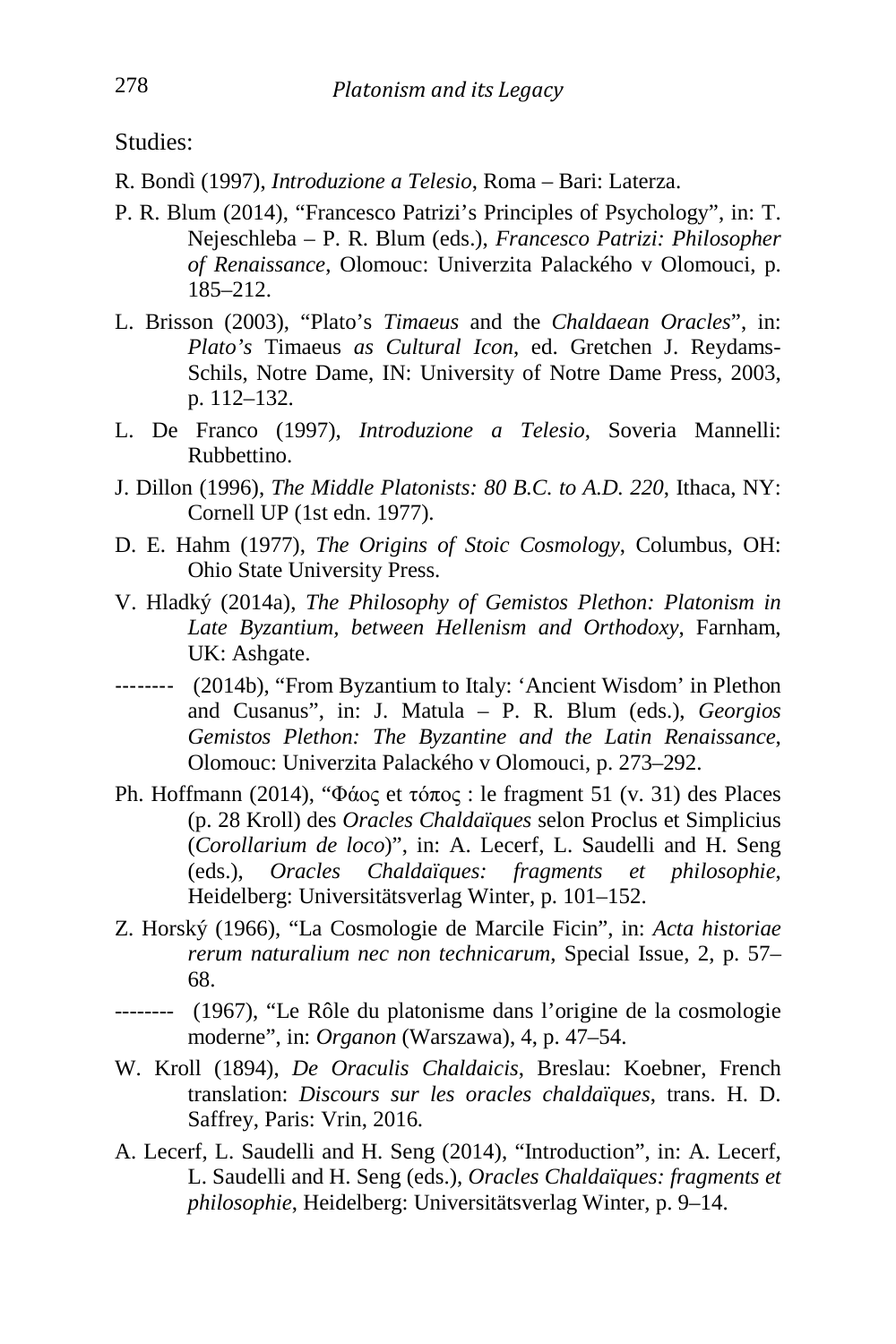Studies:

R. Bondì (1997), *Introduzione a Telesio*, Roma – Bari: Laterza.

P. R. Blum (2014), "Francesco Patrizi's Principles of Psychology", in: T. Nejeschleba – P. R. Blum (eds.), *Francesco Patrizi: Philosopher of Renaissance*, Olomouc: Univerzita Palackého v Olomouci, p. 185–212.

L. Brisson (2003), "Plato's *Timaeus* and the *Chaldaean Oracles*", in: *Plato's* Timaeus *as Cultural Icon*, ed. Gretchen J. Reydams-Schils, Notre Dame, IN: University of Notre Dame Press, 2003, p. 112–132.

L. De Franco (1997), *Introduzione a Telesio*, Soveria Mannelli: Rubbettino.

J. Dillon (1996), *The Middle Platonists: 80 B.C. to A.D. 220*, Ithaca, NY: Cornell UP (1st edn. 1977).

D. E. Hahm (1977), *The Origins of Stoic Cosmology*, Columbus, OH: Ohio State University Press.

V. Hladký (2014a), *The Philosophy of Gemistos Plethon: Platonism in Late Byzantium, between Hellenism and Orthodoxy*, Farnham, UK: Ashgate.

-------- (2014b), "From Byzantium to Italy: 'Ancient Wisdom' in Plethon and Cusanus", in: J. Matula – P. R. Blum (eds.), *Georgios Gemistos Plethon: The Byzantine and the Latin Renaissance*, Olomouc: Univerzita Palackého v Olomouci, p. 273–292.

Ph. Hoffmann (2014), "Φάος et τόπος : le fragment 51 (v. 31) des Places (p. 28 Kroll) des *Oracles Chaldaïques* selon Proclus et Simplicius (*Corollarium de loco*)", in: A. Lecerf, L. Saudelli and H. Seng (eds.), *Oracles Chaldaïques: fragments et philosophie*, Heidelberg: Universitätsverlag Winter, p. 101–152.

Z. Horský (1966), "La Cosmologie de Marcile Ficin", in: *Acta historiae rerum naturalium nec non technicarum*, Special Issue, 2, p. 57–68.

-------- (1967), "Le Rôle du platonisme dans l'origine de la cosmologie moderne", in: *Organon* (Warszawa), 4, p. 47–54.

W. Kroll (1894), *De Oraculis Chaldaicis*, Breslau: Koebner, French translation: *Discours sur les oracles chaldaïques*, trans. H. D. Saffrey, Paris: Vrin, 2016.

A. Lecerf, L. Saudelli and H. Seng (2014), "Introduction", in: A. Lecerf, L. Saudelli and H. Seng (eds.), *Oracles Chaldaïques: fragments et philosophie*, Heidelberg: Universitätsverlag Winter, p. 9–14.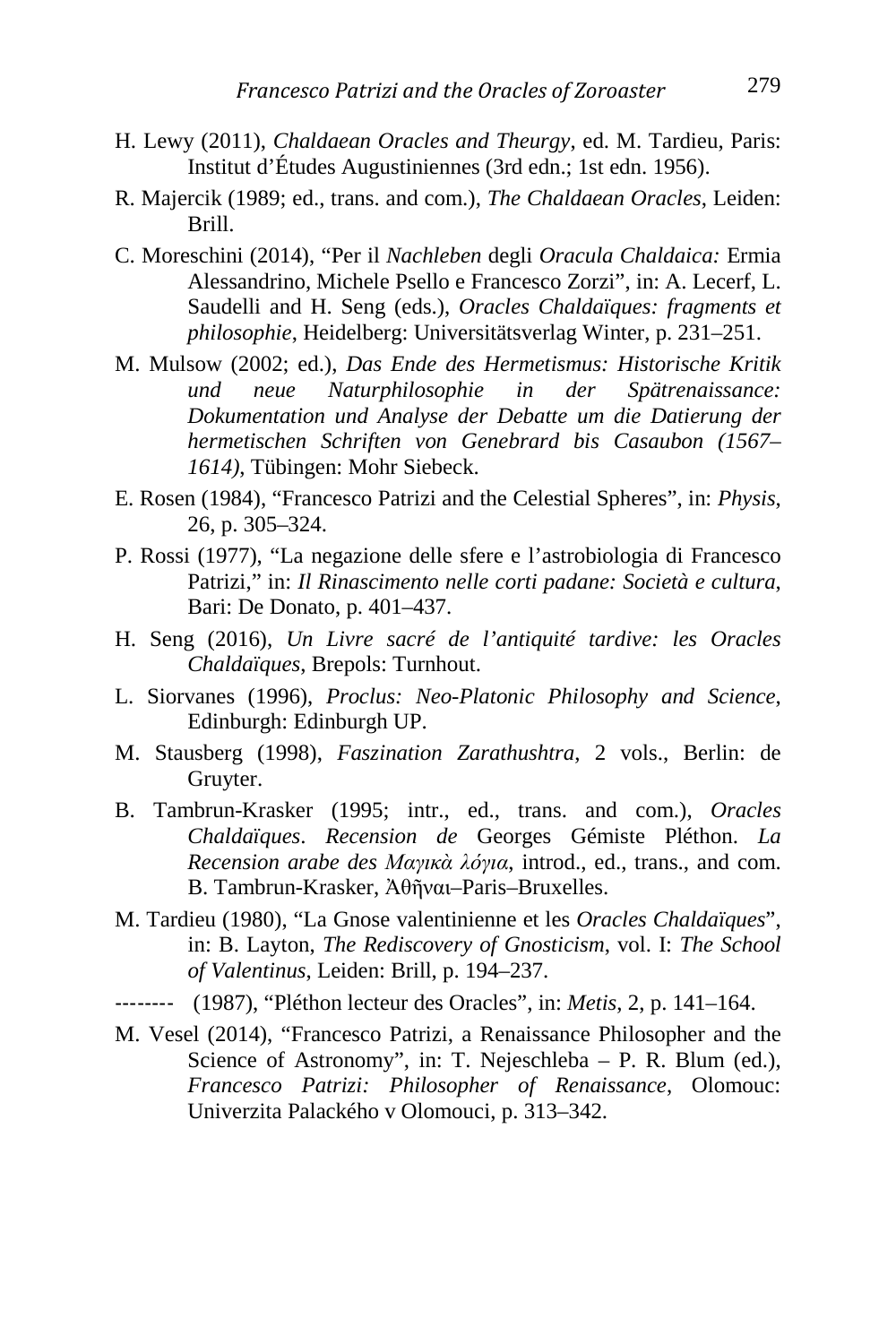H. Lewy (2011), *Chaldaean Oracles and Theurgy*, ed. M. Tardieu, Paris: Institut d'Études Augustiniennes (3rd edn.; 1st edn. 1956).

R. Majercik (1989; ed., trans. and com.), *The Chaldaean Oracles*, Leiden: Brill.

C. Moreschini (2014), "Per il *Nachleben* degli *Oracula Chaldaica:* Ermia Alessandrino, Michele Psello e Francesco Zorzi", in: A. Lecerf, L. Saudelli and H. Seng (eds.), *Oracles Chaldaïques: fragments et philosophie*, Heidelberg: Universitätsverlag Winter, p. 231–251.

M. Mulsow (2002; ed.), *Das Ende des Hermetismus: Historische Kritik und neue Naturphilosophie in der Spätrenaissance: Dokumentation und Analyse der Debatte um die Datierung der hermetischen Schriften von Genebrard bis Casaubon (1567–1614)*, Tübingen: Mohr Siebeck.

E. Rosen (1984), "Francesco Patrizi and the Celestial Spheres", in: *Physis*, 26, p. 305–324.

P. Rossi (1977), "La negazione delle sfere e l'astrobiologia di Francesco Patrizi," in: *Il Rinascimento nelle corti padane: Società e cultura*, Bari: De Donato, p. 401–437.

H. Seng (2016), *Un Livre sacré de l'antiquité tardive: les Oracles Chaldaïques*, Brepols: Turnhout.

L. Siorvanes (1996), *Proclus: Neo-Platonic Philosophy and Science*, Edinburgh: Edinburgh UP.

M. Stausberg (1998), *Faszination Zarathushtra*, 2 vols., Berlin: de Gruyter.

B. Tambrun-Krasker (1995; intr., ed., trans. and com.), *Oracles Chaldaïques*. *Recension de* Georges Gémiste Pléthon. *La Recension arabe des Μαγικὰ λόγια*, introd., ed., trans., and com. B. Tambrun-Krasker, Ἀθῆναι–Paris–Bruxelles.

M. Tardieu (1980), "La Gnose valentinienne et les *Oracles Chaldaïques*", in: B. Layton, *The Rediscovery of Gnosticism*, vol. I: *The School of Valentinus*, Leiden: Brill, p. 194–237.

-------- (1987), "Pléthon lecteur des Oracles", in: *Metis*, 2, p. 141–164.

M. Vesel (2014), "Francesco Patrizi, a Renaissance Philosopher and the Science of Astronomy", in: T. Nejeschleba – P. R. Blum (ed.), *Francesco Patrizi: Philosopher of Renaissance*, Olomouc: Univerzita Palackého v Olomouci, p. 313–342.